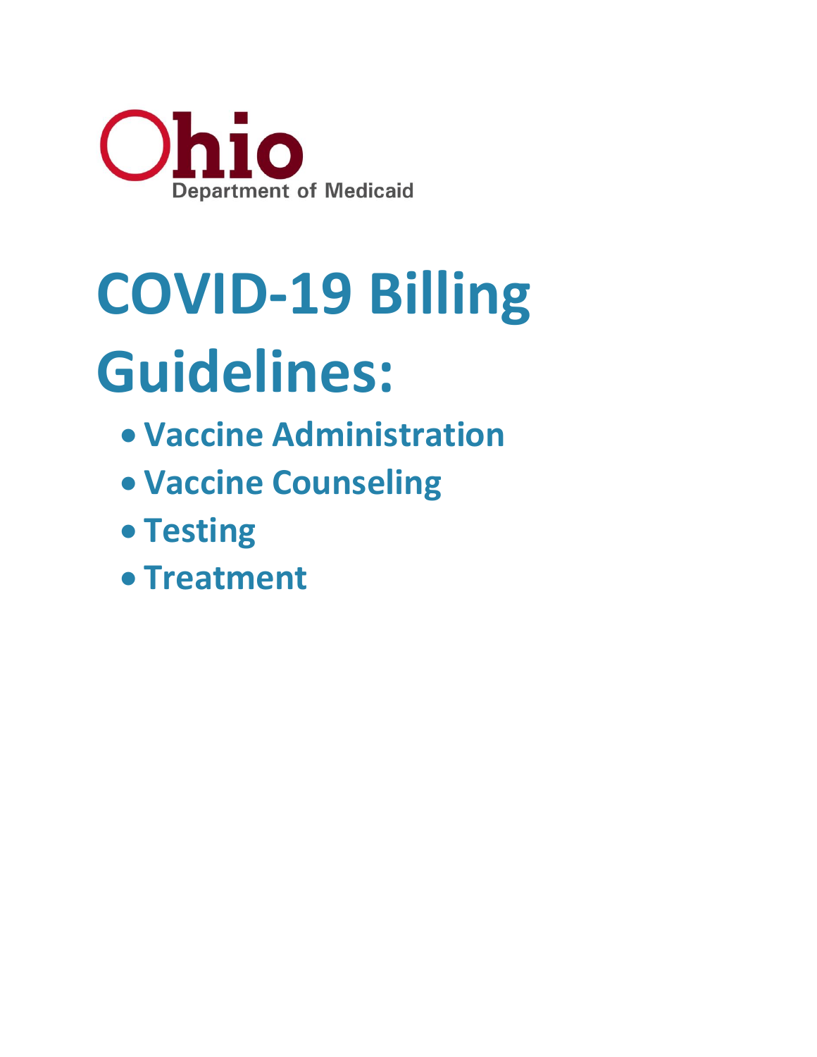Ohio Department of Medicaid

# COVID-19 Billing Guidelines:

- Vaccine Administration
- Vaccine Counseling
- Testing
- Treatment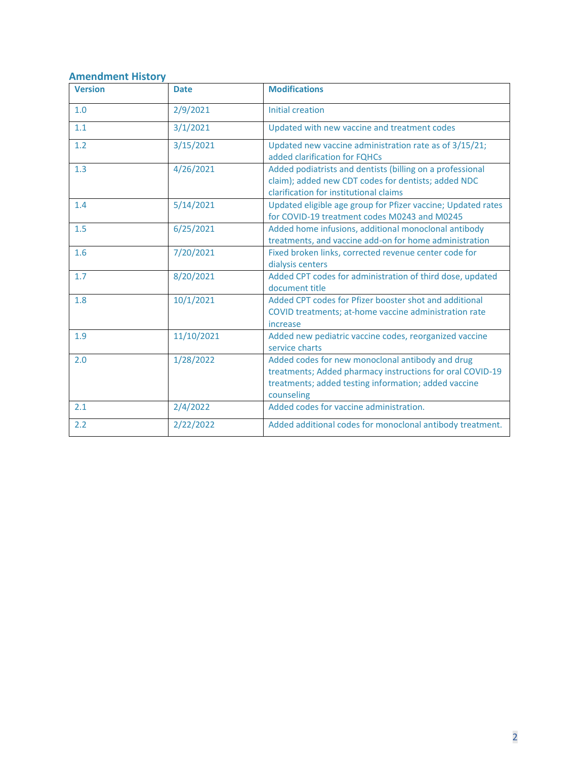## Amendment History

| Version | Date | Modifications |
|---|---|---|
| 1.0 | 2/9/2021 | Initial creation |
| 1.1 | 3/1/2021 | Updated with new vaccine and treatment codes |
| 1.2 | 3/15/2021 | Updated new vaccine administration rate as of 3/15/21; added clarification for FQHCs |
| 1.3 | 4/26/2021 | Added podiatrists and dentists (billing on a professional claim); added new CDT codes for dentists; added NDC clarification for institutional claims |
| 1.4 | 5/14/2021 | Updated eligible age group for Pfizer vaccine; Updated rates for COVID-19 treatment codes M0243 and M0245 |
| 1.5 | 6/25/2021 | Added home infusions, additional monoclonal antibody treatments, and vaccine add-on for home administration |
| 1.6 | 7/20/2021 | Fixed broken links, corrected revenue center code for dialysis centers |
| 1.7 | 8/20/2021 | Added CPT codes for administration of third dose, updated document title |
| 1.8 | 10/1/2021 | Added CPT codes for Pfizer booster shot and additional COVID treatments; at-home vaccine administration rate increase |
| 1.9 | 11/10/2021 | Added new pediatric vaccine codes, reorganized vaccine service charts |
| 2.0 | 1/28/2022 | Added codes for new monoclonal antibody and drug treatments; Added pharmacy instructions for oral COVID-19 treatments; added testing information; added vaccine counseling |
| 2.1 | 2/4/2022 | Added codes for vaccine administration. |
| 2.2 | 2/22/2022 | Added additional codes for monoclonal antibody treatment. |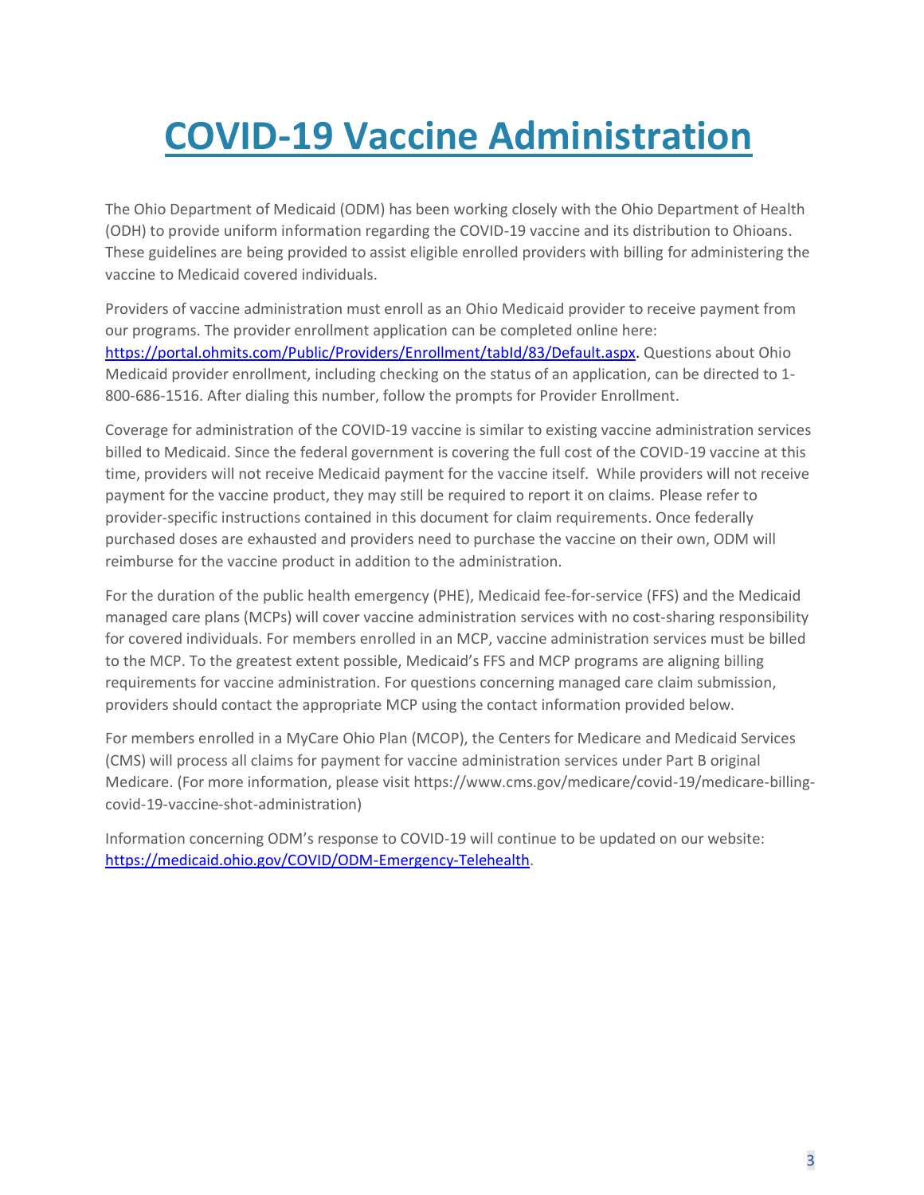# COVID-19 Vaccine Administration

The Ohio Department of Medicaid (ODM) has been working closely with the Ohio Department of Health (ODH) to provide uniform information regarding the COVID-19 vaccine and its distribution to Ohioans. These guidelines are being provided to assist eligible enrolled providers with billing for administering the vaccine to Medicaid covered individuals.

Providers of vaccine administration must enroll as an Ohio Medicaid provider to receive payment from our programs. The provider enrollment application can be completed online here: [https://portal.ohmits.com/Public/Providers/Enrollment/tabId/83/Default.aspx](https://portal.ohmits.com/Public/Providers/Enrollment/tabId/83/Default.aspx). Questions about Ohio Medicaid provider enrollment, including checking on the status of an application, can be directed to 1-800-686-1516. After dialing this number, follow the prompts for Provider Enrollment.

Coverage for administration of the COVID-19 vaccine is similar to existing vaccine administration services billed to Medicaid. Since the federal government is covering the full cost of the COVID-19 vaccine at this time, providers will not receive Medicaid payment for the vaccine itself. While providers will not receive payment for the vaccine product, they may still be required to report it on claims. Please refer to provider-specific instructions contained in this document for claim requirements. Once federally purchased doses are exhausted and providers need to purchase the vaccine on their own, ODM will reimburse for the vaccine product in addition to the administration.

For the duration of the public health emergency (PHE), Medicaid fee-for-service (FFS) and the Medicaid managed care plans (MCPs) will cover vaccine administration services with no cost-sharing responsibility for covered individuals. For members enrolled in an MCP, vaccine administration services must be billed to the MCP. To the greatest extent possible, Medicaid's FFS and MCP programs are aligning billing requirements for vaccine administration. For questions concerning managed care claim submission, providers should contact the appropriate MCP using the contact information provided below.

For members enrolled in a MyCare Ohio Plan (MCOP), the Centers for Medicare and Medicaid Services (CMS) will process all claims for payment for vaccine administration services under Part B original Medicare. (For more information, please visit https://www.cms.gov/medicare/covid-19/medicare-billing-covid-19-vaccine-shot-administration)

Information concerning ODM's response to COVID-19 will continue to be updated on our website: [https://medicaid.ohio.gov/COVID/ODM-Emergency-Telehealth](https://medicaid.ohio.gov/COVID/ODM-Emergency-Telehealth).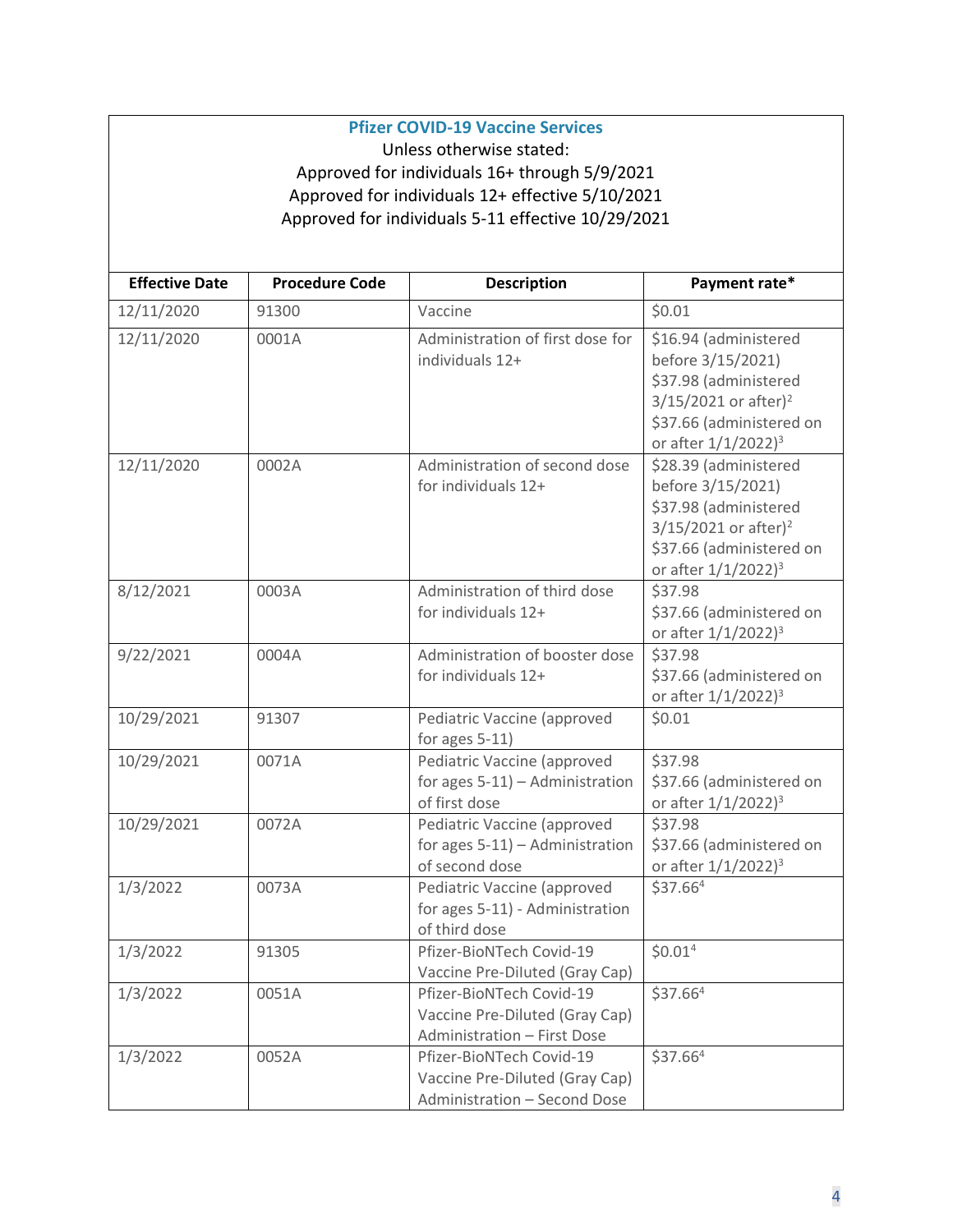**Pfizer COVID-19 Vaccine Services**

Unless otherwise stated:
Approved for individuals 16+ through 5/9/2021
Approved for individuals 12+ effective 5/10/2021
Approved for individuals 5-11 effective 10/29/2021

| Effective Date | Procedure Code | Description | Payment rate* |
|---|---|---|---|
| 12/11/2020 | 91300 | Vaccine | $0.01 |
| 12/11/2020 | 0001A | Administration of first dose for individuals 12+ | $16.94 (administered before 3/15/2021) $37.98 (administered 3/15/2021 or after)[2] $37.66 (administered on or after 1/1/2022)[3] |
| 12/11/2020 | 0002A | Administration of second dose for individuals 12+ | $28.39 (administered before 3/15/2021) $37.98 (administered 3/15/2021 or after)[2] $37.66 (administered on or after 1/1/2022)[3] |
| 8/12/2021 | 0003A | Administration of third dose for individuals 12+ | $37.98 $37.66 (administered on or after 1/1/2022)[3] |
| 9/22/2021 | 0004A | Administration of booster dose for individuals 12+ | $37.98 $37.66 (administered on or after 1/1/2022)[3] |
| 10/29/2021 | 91307 | Pediatric Vaccine (approved for ages 5-11) | $0.01 |
| 10/29/2021 | 0071A | Pediatric Vaccine (approved for ages 5-11) – Administration of first dose | $37.98 $37.66 (administered on or after 1/1/2022)[3] |
| 10/29/2021 | 0072A | Pediatric Vaccine (approved for ages 5-11) – Administration of second dose | $37.98 $37.66 (administered on or after 1/1/2022)[3] |
| 1/3/2022 | 0073A | Pediatric Vaccine (approved for ages 5-11) - Administration of third dose | $37.66[4] |
| 1/3/2022 | 91305 | Pfizer-BioNTech Covid-19 Vaccine Pre-Diluted (Gray Cap) | $0.01[4] |
| 1/3/2022 | 0051A | Pfizer-BioNTech Covid-19 Vaccine Pre-Diluted (Gray Cap) Administration – First Dose | $37.66[4] |
| 1/3/2022 | 0052A | Pfizer-BioNTech Covid-19 Vaccine Pre-Diluted (Gray Cap) Administration – Second Dose | $37.66[4] |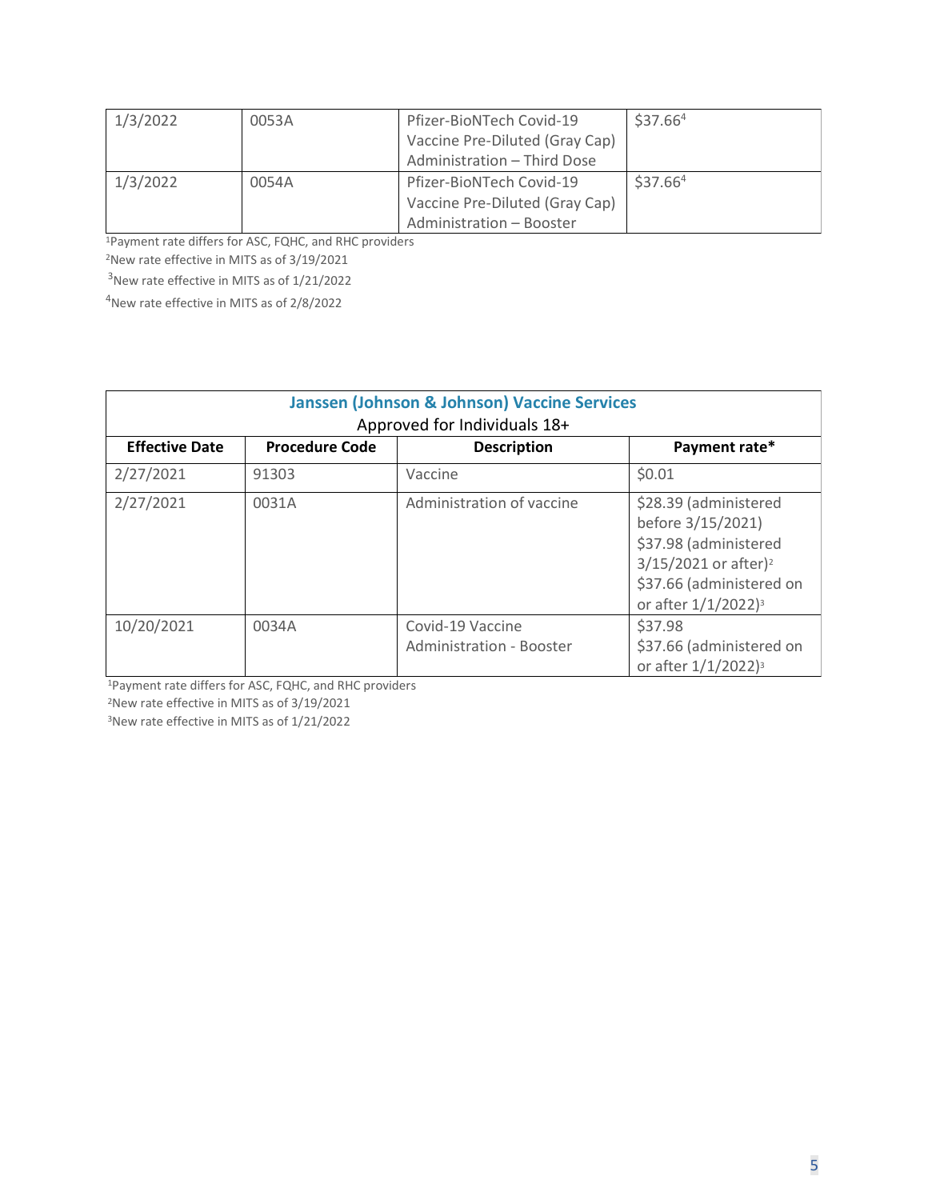| | | | |
|---|---|---|---|
| 1/3/2022 | 0053A | Pfizer-BioNTech Covid-19 Vaccine Pre-Diluted (Gray Cap) Administration – Third Dose | $37.66[4] |
| 1/3/2022 | 0054A | Pfizer-BioNTech Covid-19 Vaccine Pre-Diluted (Gray Cap) Administration – Booster | $37.66[4] |

[1]Payment rate differs for ASC, FQHC, and RHC providers

[2]New rate effective in MITS as of 3/19/2021

[3]New rate effective in MITS as of 1/21/2022

[4]New rate effective in MITS as of 2/8/2022

| Janssen (Johnson & Johnson) Vaccine Services<br>Approved for Individuals 18+ | | | |
|---|---|---|---|
| **Effective Date** | **Procedure Code** | **Description** | **Payment rate*** |
| 2/27/2021 | 91303 | Vaccine | $0.01 |
| 2/27/2021 | 0031A | Administration of vaccine | $28.39 (administered before 3/15/2021) $37.98 (administered 3/15/2021 or after)[2] $37.66 (administered on or after 1/1/2022)[3] |
| 10/20/2021 | 0034A | Covid-19 Vaccine Administration - Booster | $37.98 $37.66 (administered on or after 1/1/2022)[3] |

[1]Payment rate differs for ASC, FQHC, and RHC providers

[2]New rate effective in MITS as of 3/19/2021

[3]New rate effective in MITS as of 1/21/2022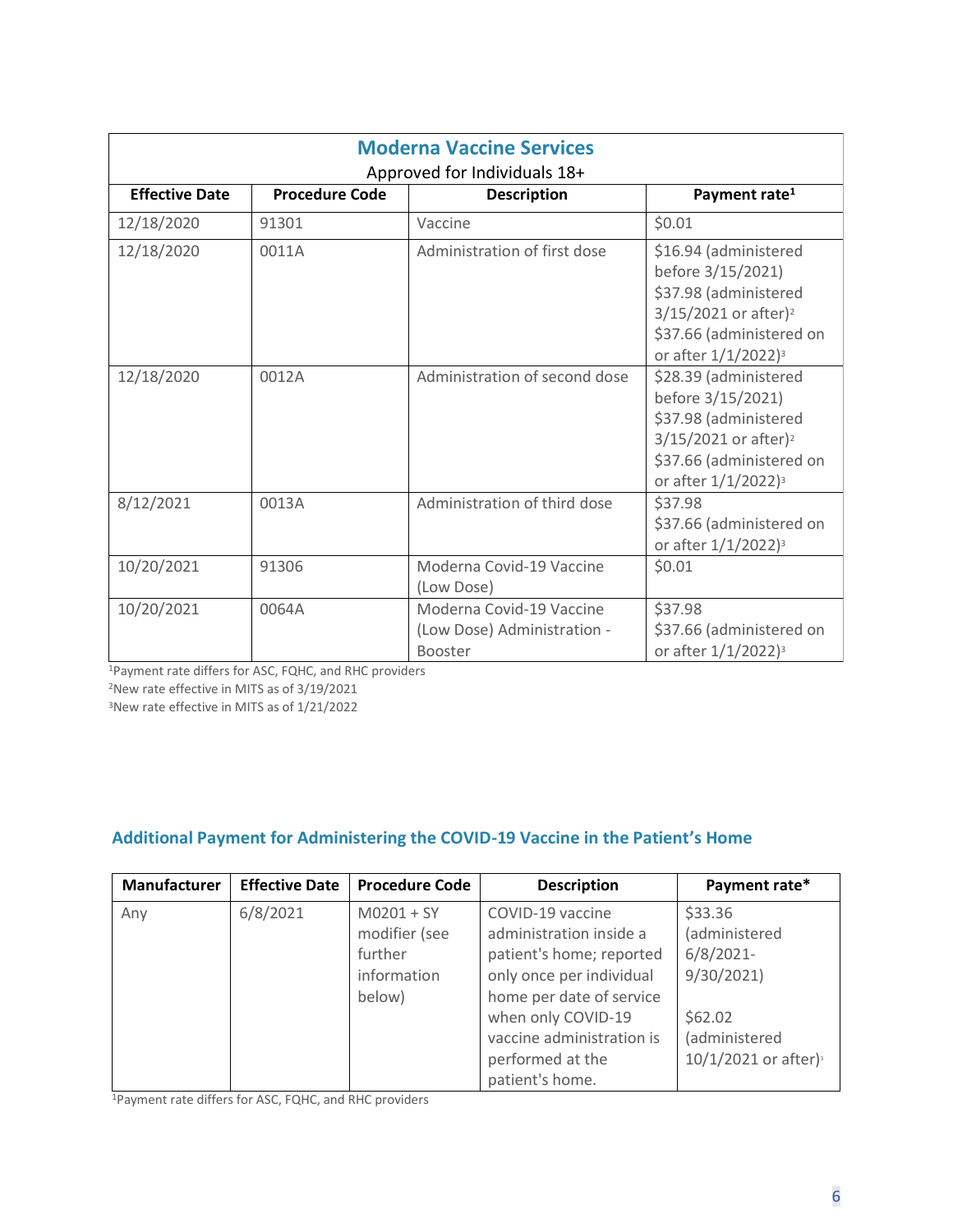| Moderna Vaccine Services<br>Approved for Individuals 18+ | | | |
|---|---|---|---|
| **Effective Date** | **Procedure Code** | **Description** | **Payment rate[1]** |
| 12/18/2020 | 91301 | Vaccine | $0.01 |
| 12/18/2020 | 0011A | Administration of first dose | $16.94 (administered before 3/15/2021)<br>$37.98 (administered 3/15/2021 or after)[2]<br>$37.66 (administered on or after 1/1/2022)[3] |
| 12/18/2020 | 0012A | Administration of second dose | $28.39 (administered before 3/15/2021)<br>$37.98 (administered 3/15/2021 or after)[2]<br>$37.66 (administered on or after 1/1/2022)[3] |
| 8/12/2021 | 0013A | Administration of third dose | $37.98<br>$37.66 (administered on or after 1/1/2022)[3] |
| 10/20/2021 | 91306 | Moderna Covid-19 Vaccine (Low Dose) | $0.01 |
| 10/20/2021 | 0064A | Moderna Covid-19 Vaccine (Low Dose) Administration - Booster | $37.98<br>$37.66 (administered on or after 1/1/2022)[3] |

[1]Payment rate differs for ASC, FQHC, and RHC providers

[2]New rate effective in MITS as of 3/19/2021

[3]New rate effective in MITS as of 1/21/2022

## Additional Payment for Administering the COVID-19 Vaccine in the Patient's Home

| Manufacturer | Effective Date | Procedure Code | Description | Payment rate* |
|---|---|---|---|---|
| Any | 6/8/2021 | M0201 + SY modifier (see further information below) | COVID-19 vaccine administration inside a patient's home; reported only once per individual home per date of service when only COVID-19 vaccine administration is performed at the patient's home. | $33.36 (administered 6/8/2021-9/30/2021)<br><br>$62.02 (administered 10/1/2021 or after)[3] |

[1]Payment rate differs for ASC, FQHC, and RHC providers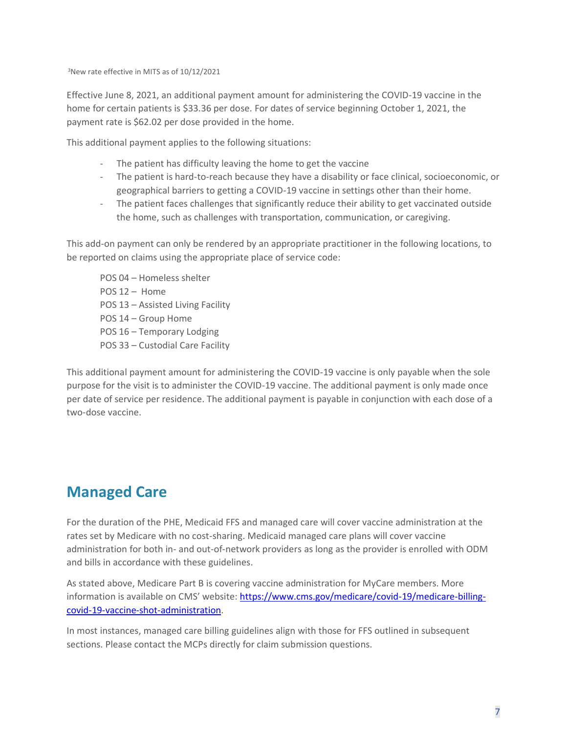[3]New rate effective in MITS as of 10/12/2021

Effective June 8, 2021, an additional payment amount for administering the COVID-19 vaccine in the home for certain patients is $33.36 per dose. For dates of service beginning October 1, 2021, the payment rate is $62.02 per dose provided in the home.

This additional payment applies to the following situations:

- The patient has difficulty leaving the home to get the vaccine
- The patient is hard-to-reach because they have a disability or face clinical, socioeconomic, or geographical barriers to getting a COVID-19 vaccine in settings other than their home.
- The patient faces challenges that significantly reduce their ability to get vaccinated outside the home, such as challenges with transportation, communication, or caregiving.

This add-on payment can only be rendered by an appropriate practitioner in the following locations, to be reported on claims using the appropriate place of service code:

POS 04 – Homeless shelter
POS 12 – Home
POS 13 – Assisted Living Facility
POS 14 – Group Home
POS 16 – Temporary Lodging
POS 33 – Custodial Care Facility

This additional payment amount for administering the COVID-19 vaccine is only payable when the sole purpose for the visit is to administer the COVID-19 vaccine. The additional payment is only made once per date of service per residence. The additional payment is payable in conjunction with each dose of a two-dose vaccine.

## Managed Care

For the duration of the PHE, Medicaid FFS and managed care will cover vaccine administration at the rates set by Medicare with no cost-sharing. Medicaid managed care plans will cover vaccine administration for both in- and out-of-network providers as long as the provider is enrolled with ODM and bills in accordance with these guidelines.

As stated above, Medicare Part B is covering vaccine administration for MyCare members. More information is available on CMS' website: https://www.cms.gov/medicare/covid-19/medicare-billing-covid-19-vaccine-shot-administration.

In most instances, managed care billing guidelines align with those for FFS outlined in subsequent sections. Please contact the MCPs directly for claim submission questions.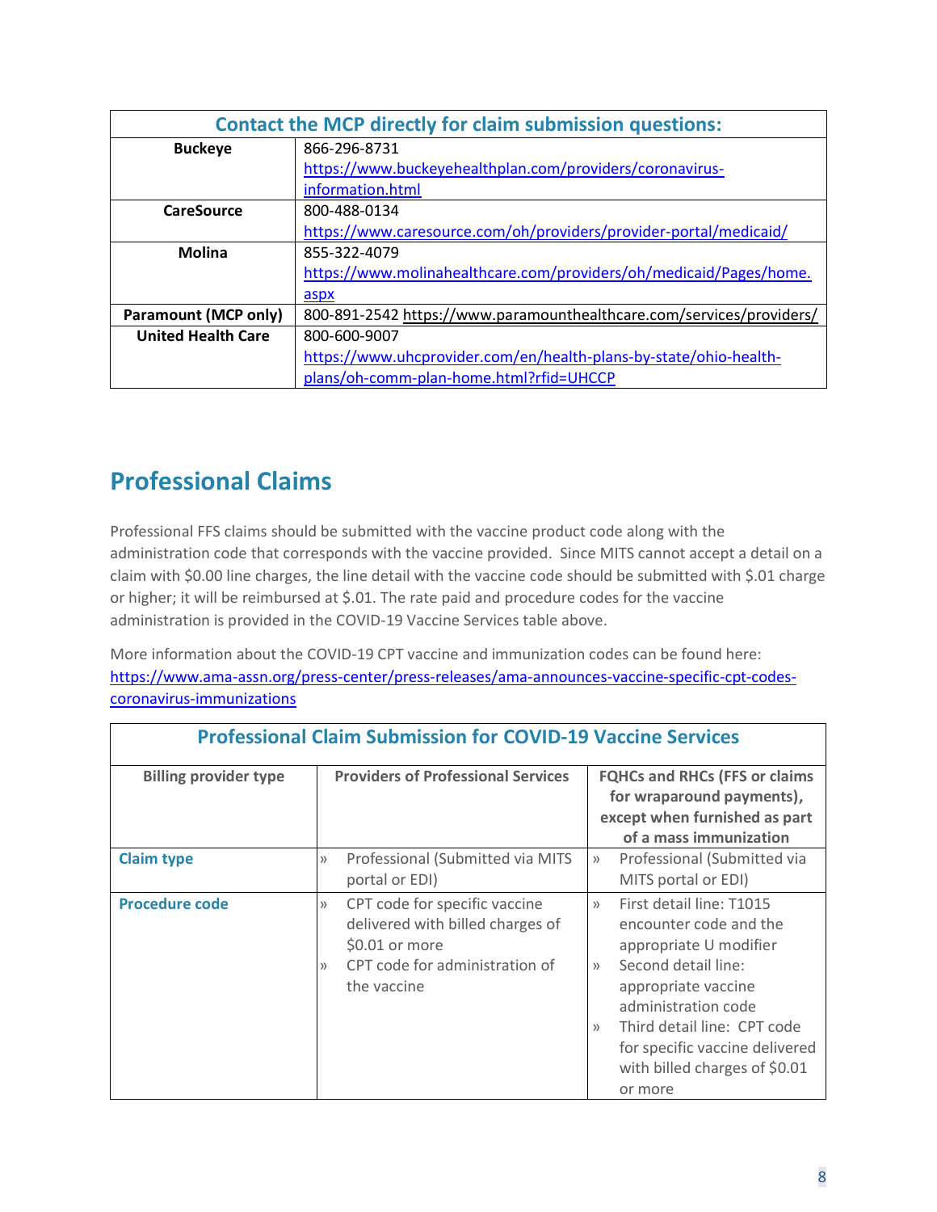| Contact the MCP directly for claim submission questions: | |
|---|---|
| **Buckeye** | 866-296-8731 https://www.buckeyehealthplan.com/providers/coronavirus-information.html |
| **CareSource** | 800-488-0134 https://www.caresource.com/oh/providers/provider-portal/medicaid/ |
| **Molina** | 855-322-4079 https://www.molinahealthcare.com/providers/oh/medicaid/Pages/home.aspx |
| **Paramount (MCP only)** | 800-891-2542 https://www.paramounthealthcare.com/services/providers/ |
| **United Health Care** | 800-600-9007 https://www.uhcprovider.com/en/health-plans-by-state/ohio-health-plans/oh-comm-plan-home.html?rfid=UHCCP |

## Professional Claims

Professional FFS claims should be submitted with the vaccine product code along with the administration code that corresponds with the vaccine provided. Since MITS cannot accept a detail on a claim with $0.00 line charges, the line detail with the vaccine code should be submitted with $.01 charge or higher; it will be reimbursed at $.01. The rate paid and procedure codes for the vaccine administration is provided in the COVID-19 Vaccine Services table above.

More information about the COVID-19 CPT vaccine and immunization codes can be found here: https://www.ama-assn.org/press-center/press-releases/ama-announces-vaccine-specific-cpt-codes-coronavirus-immunizations

| Professional Claim Submission for COVID-19 Vaccine Services | | |
|---|---|---|
| **Billing provider type** | **Providers of Professional Services** | **FQHCs and RHCs (FFS or claims for wraparound payments), except when furnished as part of a mass immunization** |
| **Claim type** | » Professional (Submitted via MITS portal or EDI) | » Professional (Submitted via MITS portal or EDI) |
| **Procedure code** | » CPT code for specific vaccine delivered with billed charges of $0.01 or more<br>» CPT code for administration of the vaccine | » First detail line: T1015 encounter code and the appropriate U modifier<br>» Second detail line: appropriate vaccine administration code<br>» Third detail line: CPT code for specific vaccine delivered with billed charges of $0.01 or more |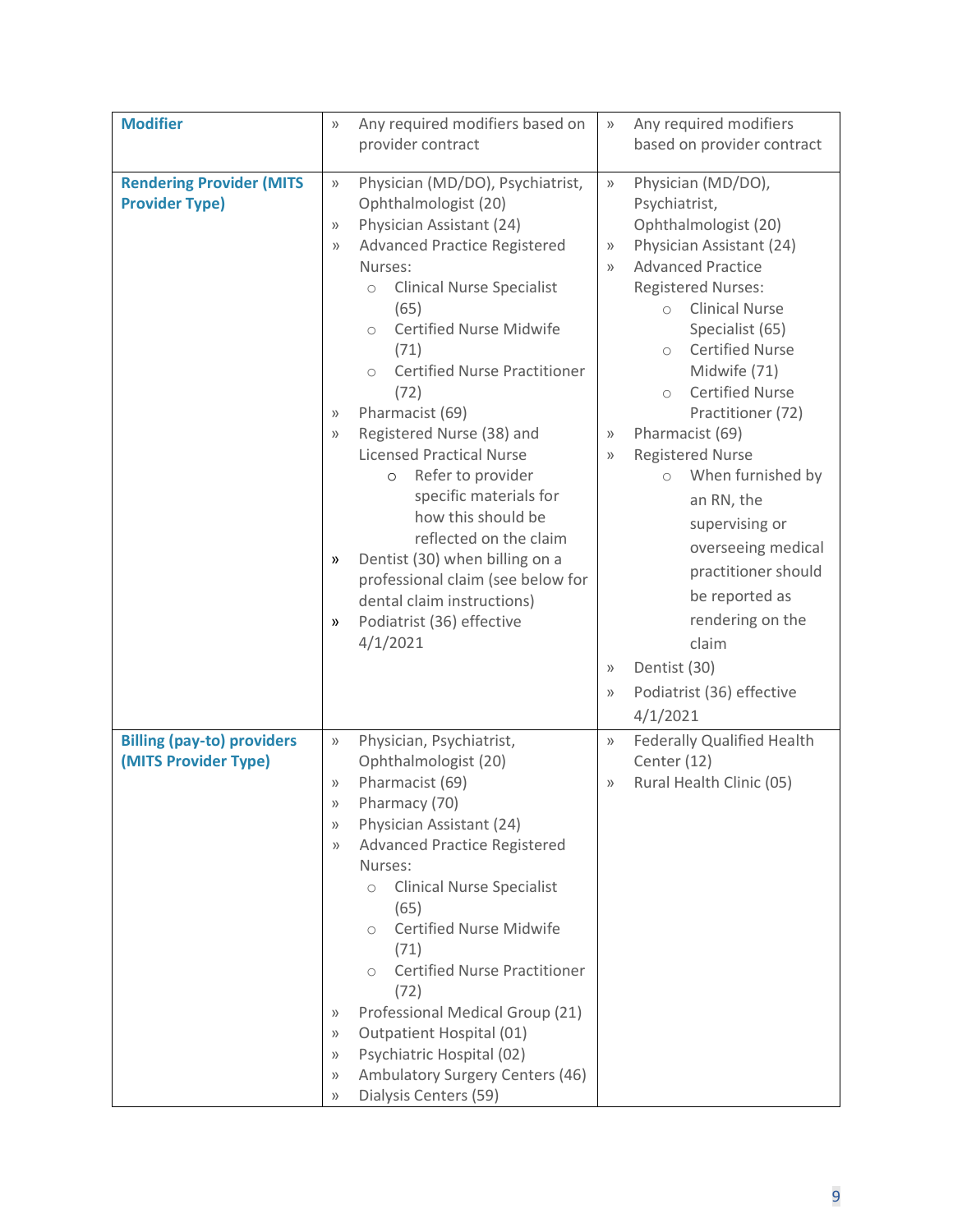| | | |
|---|---|---|
| **Modifier** | » Any required modifiers based on provider contract | » Any required modifiers based on provider contract |
| **Rendering Provider (MITS Provider Type)** | » Physician (MD/DO), Psychiatrist, Ophthalmologist (20)<br>» Physician Assistant (24)<br>» Advanced Practice Registered Nurses:<br>○ Clinical Nurse Specialist (65)<br>○ Certified Nurse Midwife (71)<br>○ Certified Nurse Practitioner (72)<br>» Pharmacist (69)<br>» Registered Nurse (38) and Licensed Practical Nurse<br>○ Refer to provider specific materials for how this should be reflected on the claim<br>» Dentist (30) when billing on a professional claim (see below for dental claim instructions)<br>» Podiatrist (36) effective 4/1/2021 | » Physician (MD/DO), Psychiatrist, Ophthalmologist (20)<br>» Physician Assistant (24)<br>» Advanced Practice Registered Nurses:<br>○ Clinical Nurse Specialist (65)<br>○ Certified Nurse Midwife (71)<br>○ Certified Nurse Practitioner (72)<br>» Pharmacist (69)<br>» Registered Nurse<br>○ When furnished by an RN, the supervising or overseeing medical practitioner should be reported as rendering on the claim<br>» Dentist (30)<br>» Podiatrist (36) effective 4/1/2021 |
| **Billing (pay-to) providers (MITS Provider Type)** | » Physician, Psychiatrist, Ophthalmologist (20)<br>» Pharmacist (69)<br>» Pharmacy (70)<br>» Physician Assistant (24)<br>» Advanced Practice Registered Nurses:<br>○ Clinical Nurse Specialist (65)<br>○ Certified Nurse Midwife (71)<br>○ Certified Nurse Practitioner (72)<br>» Professional Medical Group (21)<br>» Outpatient Hospital (01)<br>» Psychiatric Hospital (02)<br>» Ambulatory Surgery Centers (46)<br>» Dialysis Centers (59) | » Federally Qualified Health Center (12)<br>» Rural Health Clinic (05) |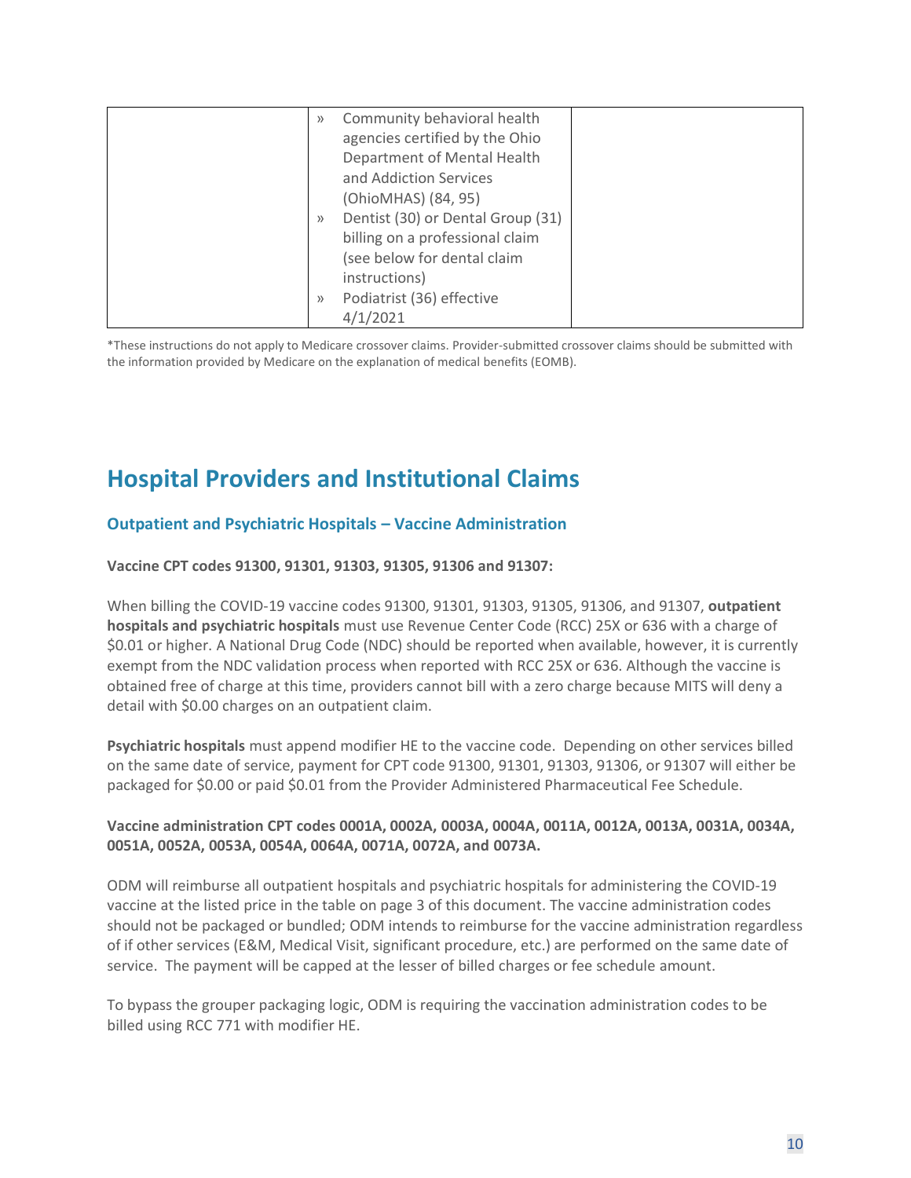| | » Community behavioral health agencies certified by the Ohio Department of Mental Health and Addiction Services (OhioMHAS) (84, 95)<br>» Dentist (30) or Dental Group (31) billing on a professional claim (see below for dental claim instructions)<br>» Podiatrist (36) effective 4/1/2021 | |
|---|---|---|

*These instructions do not apply to Medicare crossover claims. Provider-submitted crossover claims should be submitted with the information provided by Medicare on the explanation of medical benefits (EOMB).

# Hospital Providers and Institutional Claims

## Outpatient and Psychiatric Hospitals – Vaccine Administration

**Vaccine CPT codes 91300, 91301, 91303, 91305, 91306 and 91307:**

When billing the COVID-19 vaccine codes 91300, 91301, 91303, 91305, 91306, and 91307, **outpatient hospitals and psychiatric hospitals** must use Revenue Center Code (RCC) 25X or 636 with a charge of $0.01 or higher. A National Drug Code (NDC) should be reported when available, however, it is currently exempt from the NDC validation process when reported with RCC 25X or 636. Although the vaccine is obtained free of charge at this time, providers cannot bill with a zero charge because MITS will deny a detail with $0.00 charges on an outpatient claim.

**Psychiatric hospitals** must append modifier HE to the vaccine code. Depending on other services billed on the same date of service, payment for CPT code 91300, 91301, 91303, 91306, or 91307 will either be packaged for $0.00 or paid $0.01 from the Provider Administered Pharmaceutical Fee Schedule.

**Vaccine administration CPT codes 0001A, 0002A, 0003A, 0004A, 0011A, 0012A, 0013A, 0031A, 0034A, 0051A, 0052A, 0053A, 0054A, 0064A, 0071A, 0072A, and 0073A.**

ODM will reimburse all outpatient hospitals and psychiatric hospitals for administering the COVID-19 vaccine at the listed price in the table on page 3 of this document. The vaccine administration codes should not be packaged or bundled; ODM intends to reimburse for the vaccine administration regardless of if other services (E&M, Medical Visit, significant procedure, etc.) are performed on the same date of service. The payment will be capped at the lesser of billed charges or fee schedule amount.

To bypass the grouper packaging logic, ODM is requiring the vaccination administration codes to be billed using RCC 771 with modifier HE.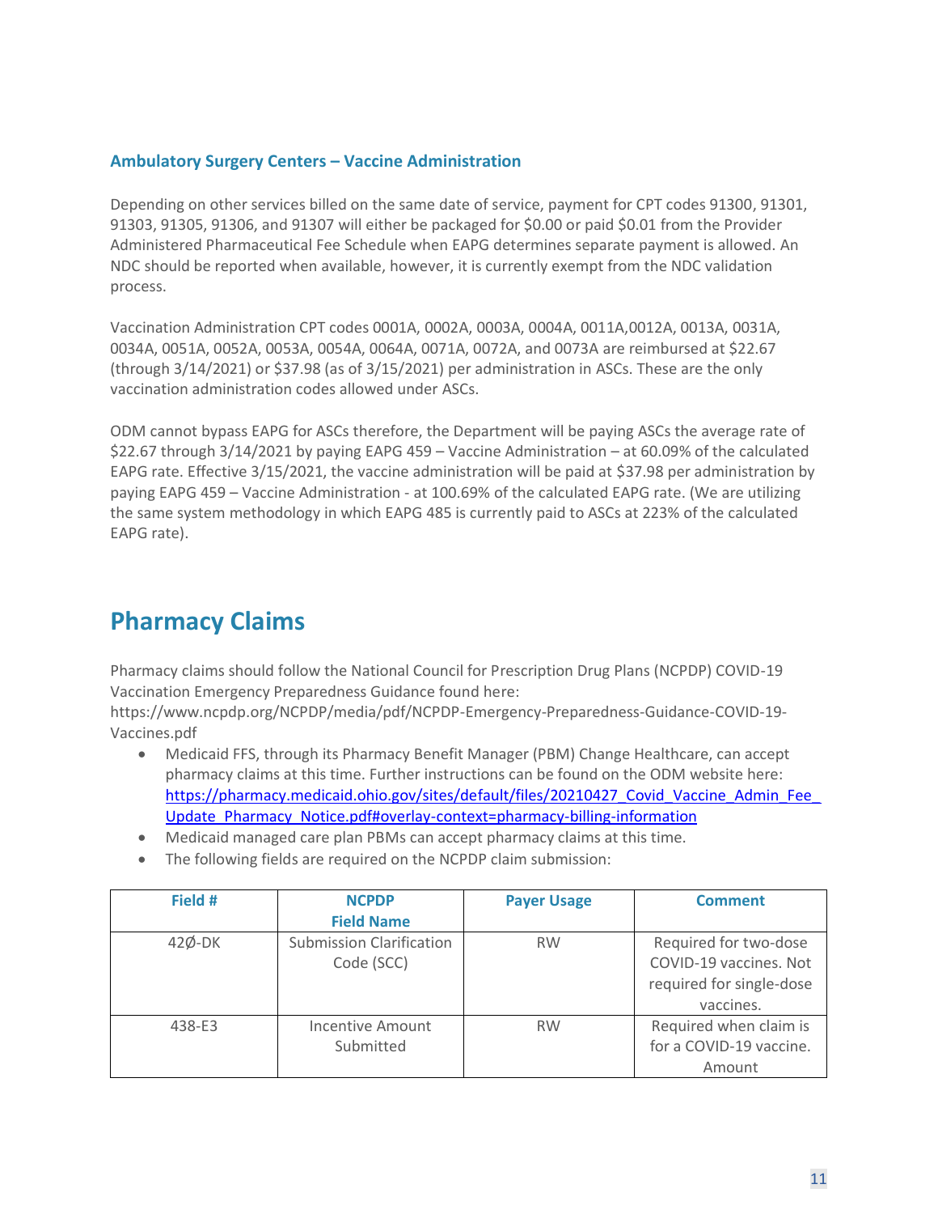### Ambulatory Surgery Centers – Vaccine Administration

Depending on other services billed on the same date of service, payment for CPT codes 91300, 91301, 91303, 91305, 91306, and 91307 will either be packaged for $0.00 or paid $0.01 from the Provider Administered Pharmaceutical Fee Schedule when EAPG determines separate payment is allowed. An NDC should be reported when available, however, it is currently exempt from the NDC validation process.

Vaccination Administration CPT codes 0001A, 0002A, 0003A, 0004A, 0011A,0012A, 0013A, 0031A, 0034A, 0051A, 0052A, 0053A, 0054A, 0064A, 0071A, 0072A, and 0073A are reimbursed at $22.67 (through 3/14/2021) or $37.98 (as of 3/15/2021) per administration in ASCs. These are the only vaccination administration codes allowed under ASCs.

ODM cannot bypass EAPG for ASCs therefore, the Department will be paying ASCs the average rate of $22.67 through 3/14/2021 by paying EAPG 459 – Vaccine Administration – at 60.09% of the calculated EAPG rate. Effective 3/15/2021, the vaccine administration will be paid at $37.98 per administration by paying EAPG 459 – Vaccine Administration - at 100.69% of the calculated EAPG rate. (We are utilizing the same system methodology in which EAPG 485 is currently paid to ASCs at 223% of the calculated EAPG rate).

## Pharmacy Claims

Pharmacy claims should follow the National Council for Prescription Drug Plans (NCPDP) COVID-19 Vaccination Emergency Preparedness Guidance found here: https://www.ncpdp.org/NCPDP/media/pdf/NCPDP-Emergency-Preparedness-Guidance-COVID-19-Vaccines.pdf

- Medicaid FFS, through its Pharmacy Benefit Manager (PBM) Change Healthcare, can accept pharmacy claims at this time. Further instructions can be found on the ODM website here: https://pharmacy.medicaid.ohio.gov/sites/default/files/20210427_Covid_Vaccine_Admin_Fee_Update_Pharmacy_Notice.pdf#overlay-context=pharmacy-billing-information
- Medicaid managed care plan PBMs can accept pharmacy claims at this time.
- The following fields are required on the NCPDP claim submission:

| Field # | NCPDP Field Name | Payer Usage | Comment |
|---|---|---|---|
| 42Ø-DK | Submission Clarification Code (SCC) | RW | Required for two-dose COVID-19 vaccines. Not required for single-dose vaccines. |
| 438-E3 | Incentive Amount Submitted | RW | Required when claim is for a COVID-19 vaccine. Amount |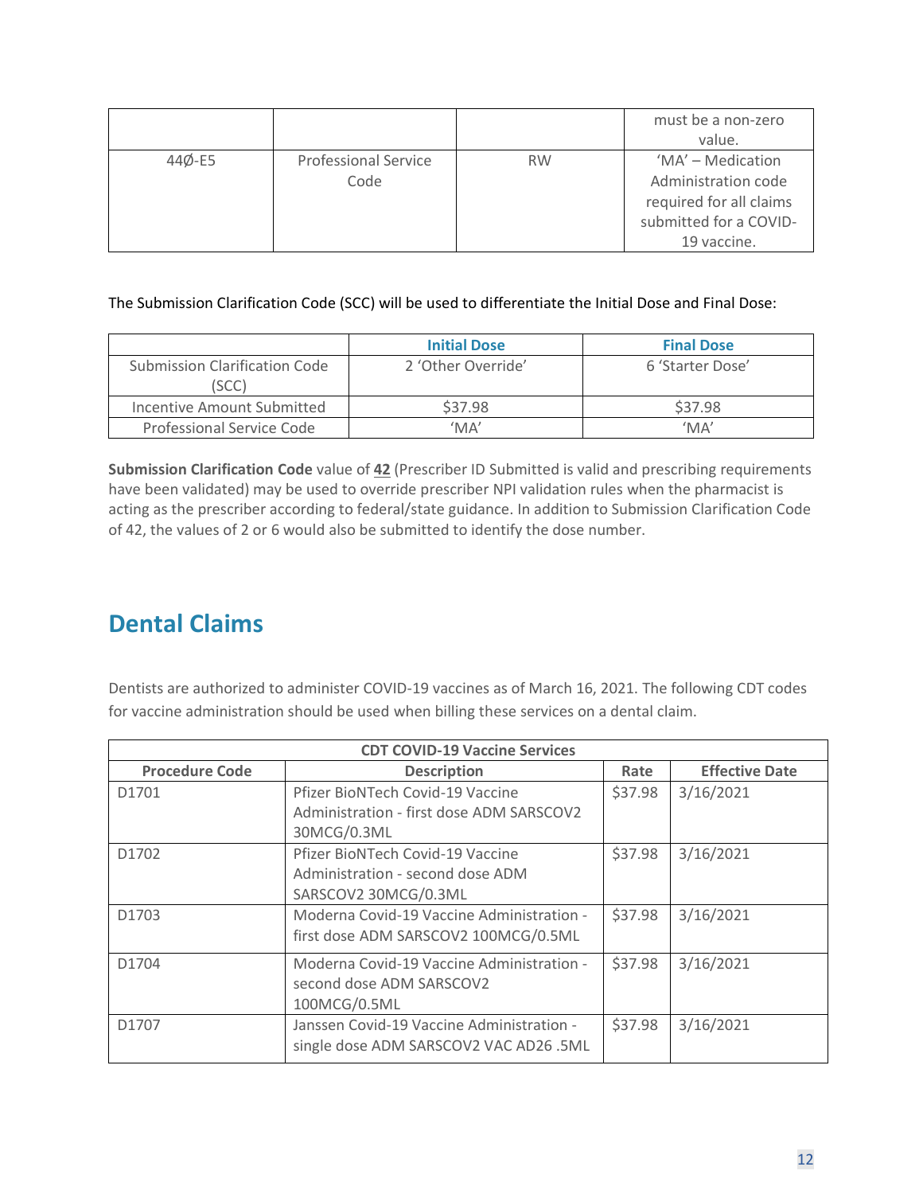|  |  |  | must be a non-zero value. |
| --- | --- | --- | --- |
| 44Ø-E5 | Professional Service Code | RW | 'MA' – Medication Administration code required for all claims submitted for a COVID-19 vaccine. |

The Submission Clarification Code (SCC) will be used to differentiate the Initial Dose and Final Dose:

|  | Initial Dose | Final Dose |
| --- | --- | --- |
| Submission Clarification Code (SCC) | 2 'Other Override' | 6 'Starter Dose' |
| Incentive Amount Submitted | $37.98 | $37.98 |
| Professional Service Code | 'MA' | 'MA' |

**Submission Clarification Code** value of **42** (Prescriber ID Submitted is valid and prescribing requirements have been validated) may be used to override prescriber NPI validation rules when the pharmacist is acting as the prescriber according to federal/state guidance. In addition to Submission Clarification Code of 42, the values of 2 or 6 would also be submitted to identify the dose number.

## Dental Claims

Dentists are authorized to administer COVID-19 vaccines as of March 16, 2021. The following CDT codes for vaccine administration should be used when billing these services on a dental claim.

| CDT COVID-19 Vaccine Services | | | |
| --- | --- | --- | --- |
| **Procedure Code** | **Description** | **Rate** | **Effective Date** |
| D1701 | Pfizer BioNTech Covid-19 Vaccine Administration - first dose ADM SARSCOV2 30MCG/0.3ML | $37.98 | 3/16/2021 |
| D1702 | Pfizer BioNTech Covid-19 Vaccine Administration - second dose ADM SARSCOV2 30MCG/0.3ML | $37.98 | 3/16/2021 |
| D1703 | Moderna Covid-19 Vaccine Administration - first dose ADM SARSCOV2 100MCG/0.5ML | $37.98 | 3/16/2021 |
| D1704 | Moderna Covid-19 Vaccine Administration - second dose ADM SARSCOV2 100MCG/0.5ML | $37.98 | 3/16/2021 |
| D1707 | Janssen Covid-19 Vaccine Administration - single dose ADM SARSCOV2 VAC AD26 .5ML | $37.98 | 3/16/2021 |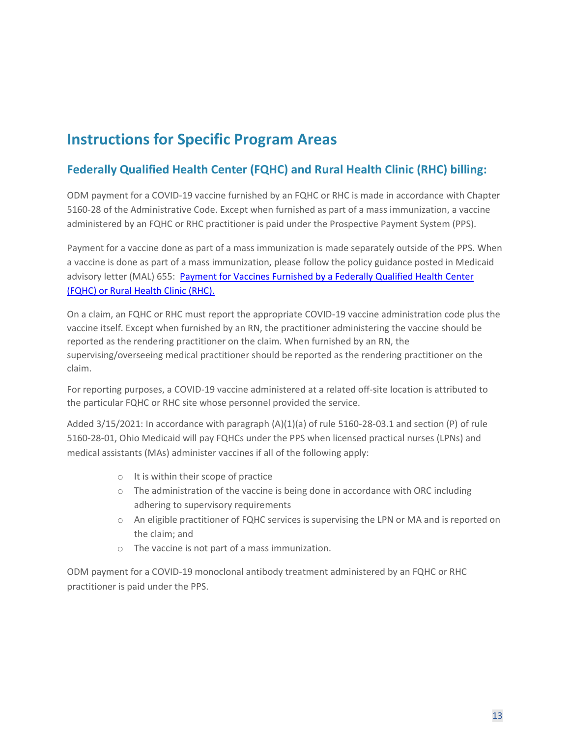# Instructions for Specific Program Areas

## Federally Qualified Health Center (FQHC) and Rural Health Clinic (RHC) billing:

ODM payment for a COVID-19 vaccine furnished by an FQHC or RHC is made in accordance with Chapter 5160-28 of the Administrative Code. Except when furnished as part of a mass immunization, a vaccine administered by an FQHC or RHC practitioner is paid under the Prospective Payment System (PPS).

Payment for a vaccine done as part of a mass immunization is made separately outside of the PPS. When a vaccine is done as part of a mass immunization, please follow the policy guidance posted in Medicaid advisory letter (MAL) 655: [Payment for Vaccines Furnished by a Federally Qualified Health Center (FQHC) or Rural Health Clinic (RHC).]()

On a claim, an FQHC or RHC must report the appropriate COVID-19 vaccine administration code plus the vaccine itself. Except when furnished by an RN, the practitioner administering the vaccine should be reported as the rendering practitioner on the claim. When furnished by an RN, the supervising/overseeing medical practitioner should be reported as the rendering practitioner on the claim.

For reporting purposes, a COVID-19 vaccine administered at a related off-site location is attributed to the particular FQHC or RHC site whose personnel provided the service.

Added 3/15/2021: In accordance with paragraph (A)(1)(a) of rule 5160-28-03.1 and section (P) of rule 5160-28-01, Ohio Medicaid will pay FQHCs under the PPS when licensed practical nurses (LPNs) and medical assistants (MAs) administer vaccines if all of the following apply:

- It is within their scope of practice
- The administration of the vaccine is being done in accordance with ORC including adhering to supervisory requirements
- An eligible practitioner of FQHC services is supervising the LPN or MA and is reported on the claim; and
- The vaccine is not part of a mass immunization.

ODM payment for a COVID-19 monoclonal antibody treatment administered by an FQHC or RHC practitioner is paid under the PPS.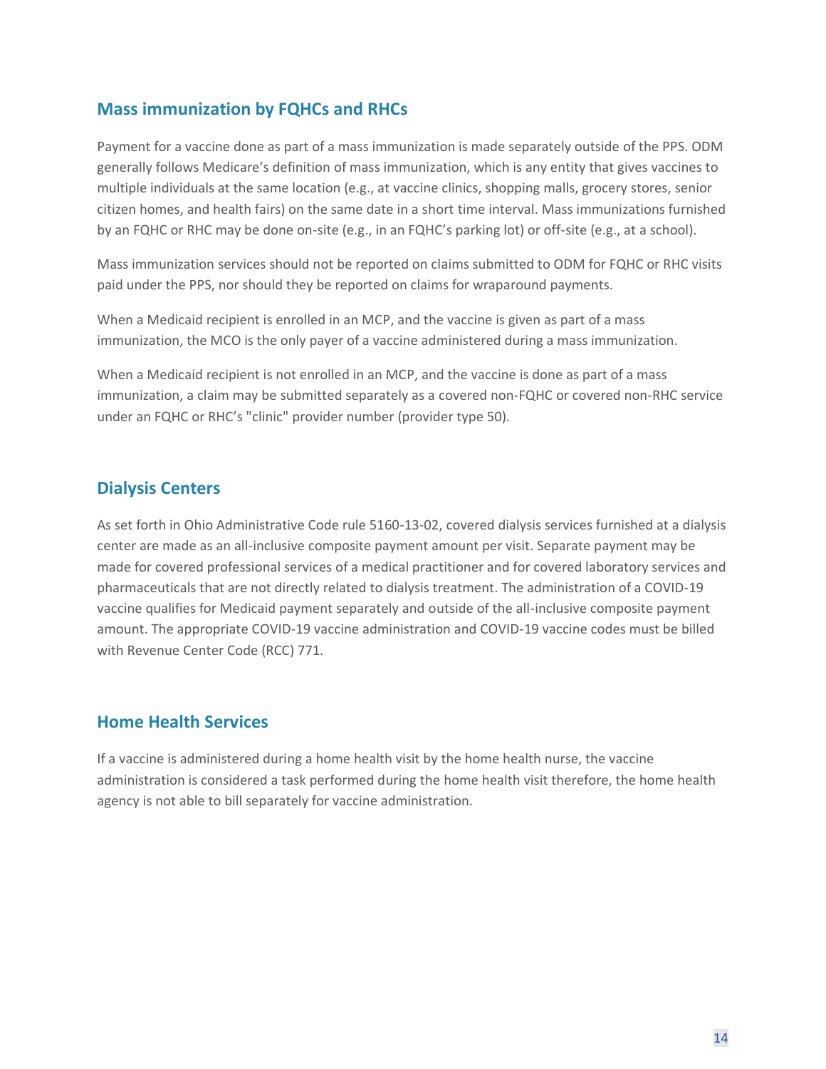## Mass immunization by FQHCs and RHCs

Payment for a vaccine done as part of a mass immunization is made separately outside of the PPS. ODM generally follows Medicare's definition of mass immunization, which is any entity that gives vaccines to multiple individuals at the same location (e.g., at vaccine clinics, shopping malls, grocery stores, senior citizen homes, and health fairs) on the same date in a short time interval. Mass immunizations furnished by an FQHC or RHC may be done on-site (e.g., in an FQHC's parking lot) or off-site (e.g., at a school).

Mass immunization services should not be reported on claims submitted to ODM for FQHC or RHC visits paid under the PPS, nor should they be reported on claims for wraparound payments.

When a Medicaid recipient is enrolled in an MCP, and the vaccine is given as part of a mass immunization, the MCO is the only payer of a vaccine administered during a mass immunization.

When a Medicaid recipient is not enrolled in an MCP, and the vaccine is done as part of a mass immunization, a claim may be submitted separately as a covered non-FQHC or covered non-RHC service under an FQHC or RHC's "clinic" provider number (provider type 50).

## Dialysis Centers

As set forth in Ohio Administrative Code rule 5160-13-02, covered dialysis services furnished at a dialysis center are made as an all-inclusive composite payment amount per visit. Separate payment may be made for covered professional services of a medical practitioner and for covered laboratory services and pharmaceuticals that are not directly related to dialysis treatment. The administration of a COVID-19 vaccine qualifies for Medicaid payment separately and outside of the all-inclusive composite payment amount. The appropriate COVID-19 vaccine administration and COVID-19 vaccine codes must be billed with Revenue Center Code (RCC) 771.

## Home Health Services

If a vaccine is administered during a home health visit by the home health nurse, the vaccine administration is considered a task performed during the home health visit therefore, the home health agency is not able to bill separately for vaccine administration.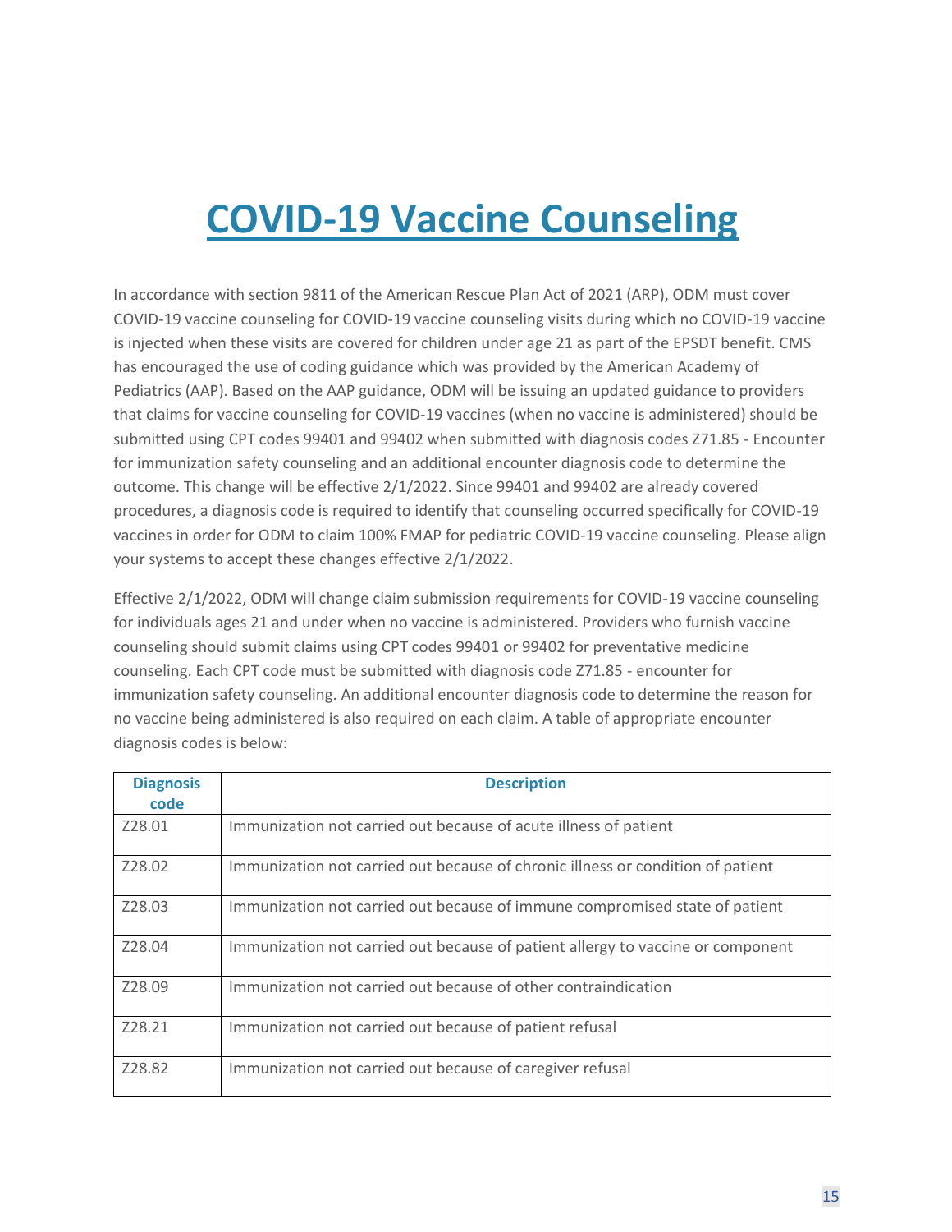# COVID-19 Vaccine Counseling

In accordance with section 9811 of the American Rescue Plan Act of 2021 (ARP), ODM must cover COVID-19 vaccine counseling for COVID-19 vaccine counseling visits during which no COVID-19 vaccine is injected when these visits are covered for children under age 21 as part of the EPSDT benefit. CMS has encouraged the use of coding guidance which was provided by the American Academy of Pediatrics (AAP). Based on the AAP guidance, ODM will be issuing an updated guidance to providers that claims for vaccine counseling for COVID-19 vaccines (when no vaccine is administered) should be submitted using CPT codes 99401 and 99402 when submitted with diagnosis codes Z71.85 - Encounter for immunization safety counseling and an additional encounter diagnosis code to determine the outcome. This change will be effective 2/1/2022. Since 99401 and 99402 are already covered procedures, a diagnosis code is required to identify that counseling occurred specifically for COVID-19 vaccines in order for ODM to claim 100% FMAP for pediatric COVID-19 vaccine counseling. Please align your systems to accept these changes effective 2/1/2022.

Effective 2/1/2022, ODM will change claim submission requirements for COVID-19 vaccine counseling for individuals ages 21 and under when no vaccine is administered. Providers who furnish vaccine counseling should submit claims using CPT codes 99401 or 99402 for preventative medicine counseling. Each CPT code must be submitted with diagnosis code Z71.85 - encounter for immunization safety counseling. An additional encounter diagnosis code to determine the reason for no vaccine being administered is also required on each claim. A table of appropriate encounter diagnosis codes is below:

| Diagnosis code | Description |
|---|---|
| Z28.01 | Immunization not carried out because of acute illness of patient |
| Z28.02 | Immunization not carried out because of chronic illness or condition of patient |
| Z28.03 | Immunization not carried out because of immune compromised state of patient |
| Z28.04 | Immunization not carried out because of patient allergy to vaccine or component |
| Z28.09 | Immunization not carried out because of other contraindication |
| Z28.21 | Immunization not carried out because of patient refusal |
| Z28.82 | Immunization not carried out because of caregiver refusal |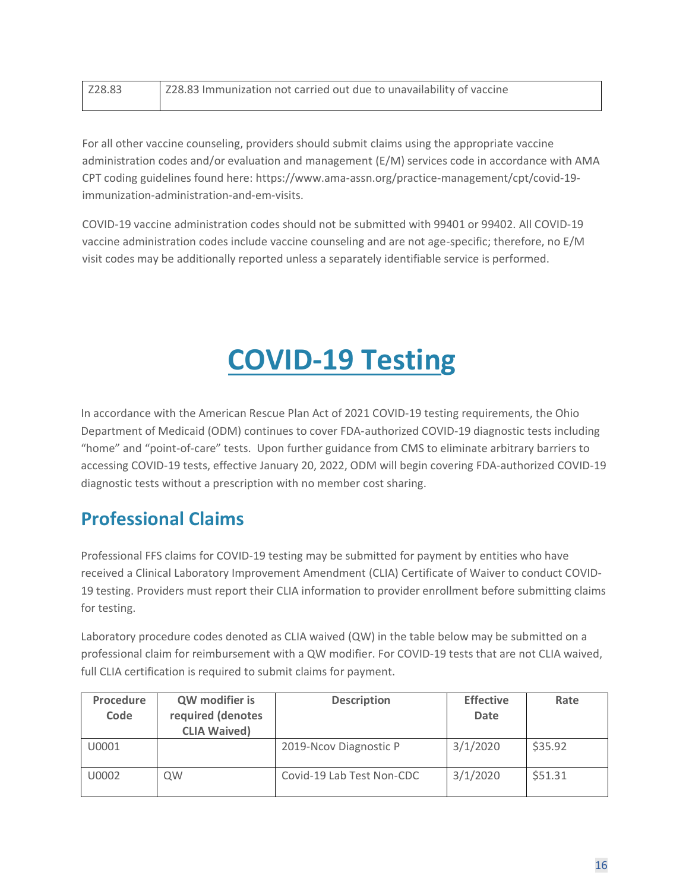| Z28.83 | Z28.83 Immunization not carried out due to unavailability of vaccine |
|---|---|

For all other vaccine counseling, providers should submit claims using the appropriate vaccine administration codes and/or evaluation and management (E/M) services code in accordance with AMA CPT coding guidelines found here: https://www.ama-assn.org/practice-management/cpt/covid-19-immunization-administration-and-em-visits.

COVID-19 vaccine administration codes should not be submitted with 99401 or 99402. All COVID-19 vaccine administration codes include vaccine counseling and are not age-specific; therefore, no E/M visit codes may be additionally reported unless a separately identifiable service is performed.

# COVID-19 Testing

In accordance with the American Rescue Plan Act of 2021 COVID-19 testing requirements, the Ohio Department of Medicaid (ODM) continues to cover FDA-authorized COVID-19 diagnostic tests including "home" and "point-of-care" tests. Upon further guidance from CMS to eliminate arbitrary barriers to accessing COVID-19 tests, effective January 20, 2022, ODM will begin covering FDA-authorized COVID-19 diagnostic tests without a prescription with no member cost sharing.

## Professional Claims

Professional FFS claims for COVID-19 testing may be submitted for payment by entities who have received a Clinical Laboratory Improvement Amendment (CLIA) Certificate of Waiver to conduct COVID-19 testing. Providers must report their CLIA information to provider enrollment before submitting claims for testing.

Laboratory procedure codes denoted as CLIA waived (QW) in the table below may be submitted on a professional claim for reimbursement with a QW modifier. For COVID-19 tests that are not CLIA waived, full CLIA certification is required to submit claims for payment.

| Procedure Code | QW modifier is required (denotes CLIA Waived) | Description | Effective Date | Rate |
|---|---|---|---|---|
| U0001 | | 2019-Ncov Diagnostic P | 3/1/2020 | $35.92 |
| U0002 | QW | Covid-19 Lab Test Non-CDC | 3/1/2020 | $51.31 |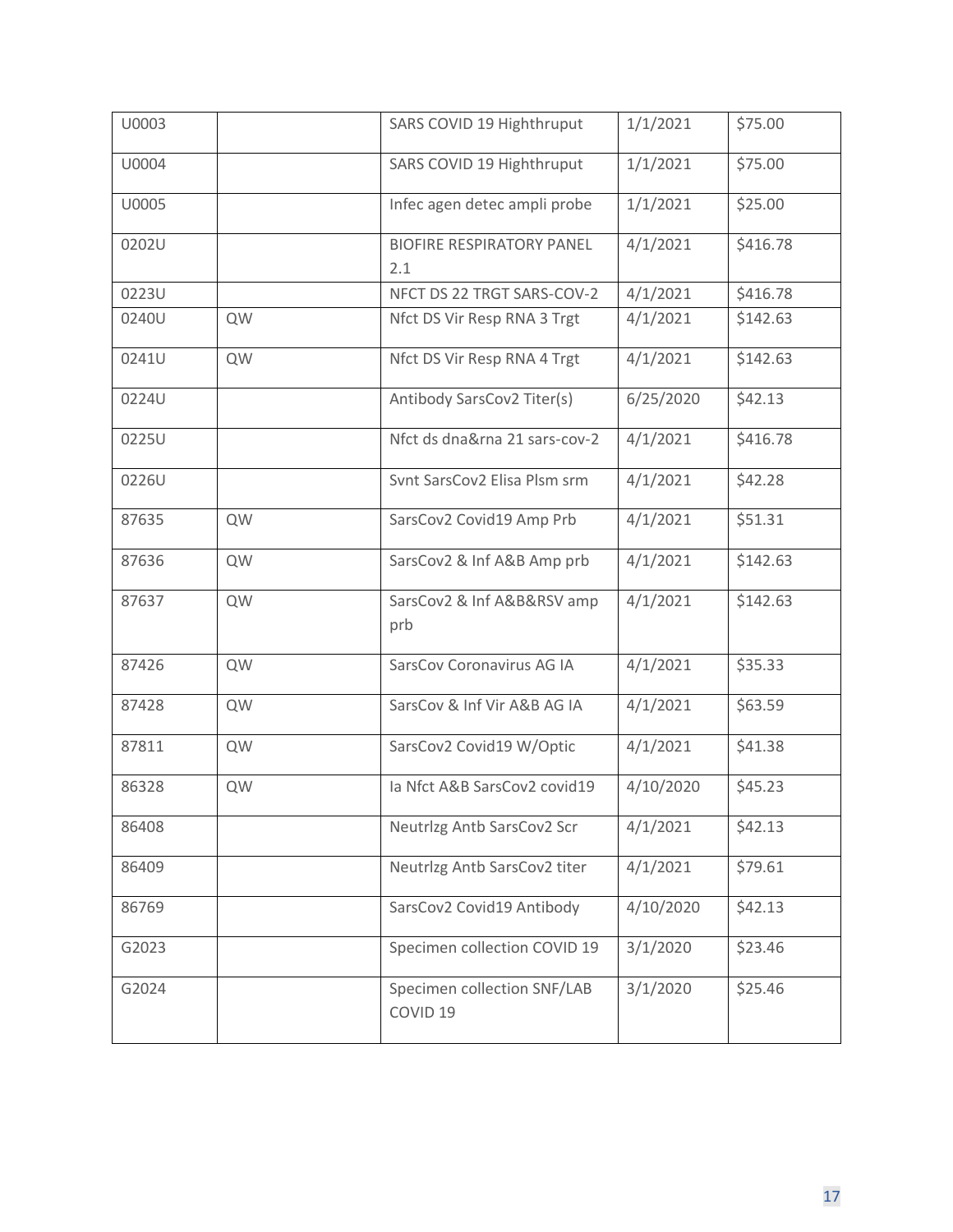| | | | | |
|---|---|---|---|---|
| U0003 | | SARS COVID 19 Highthruput | 1/1/2021 | $75.00 |
| U0004 | | SARS COVID 19 Highthruput | 1/1/2021 | $75.00 |
| U0005 | | Infec agen detec ampli probe | 1/1/2021 | $25.00 |
| 0202U | | BIOFIRE RESPIRATORY PANEL 2.1 | 4/1/2021 | $416.78 |
| 0223U | | NFCT DS 22 TRGT SARS-COV-2 | 4/1/2021 | $416.78 |
| 0240U | QW | Nfct DS Vir Resp RNA 3 Trgt | 4/1/2021 | $142.63 |
| 0241U | QW | Nfct DS Vir Resp RNA 4 Trgt | 4/1/2021 | $142.63 |
| 0224U | | Antibody SarsCov2 Titer(s) | 6/25/2020 | $42.13 |
| 0225U | | Nfct ds dna&rna 21 sars-cov-2 | 4/1/2021 | $416.78 |
| 0226U | | Svnt SarsCov2 Elisa Plsm srm | 4/1/2021 | $42.28 |
| 87635 | QW | SarsCov2 Covid19 Amp Prb | 4/1/2021 | $51.31 |
| 87636 | QW | SarsCov2 & Inf A&B Amp prb | 4/1/2021 | $142.63 |
| 87637 | QW | SarsCov2 & Inf A&B&RSV amp prb | 4/1/2021 | $142.63 |
| 87426 | QW | SarsCov Coronavirus AG IA | 4/1/2021 | $35.33 |
| 87428 | QW | SarsCov & Inf Vir A&B AG IA | 4/1/2021 | $63.59 |
| 87811 | QW | SarsCov2 Covid19 W/Optic | 4/1/2021 | $41.38 |
| 86328 | QW | Ia Nfct A&B SarsCov2 covid19 | 4/10/2020 | $45.23 |
| 86408 | | Neutrlzg Antb SarsCov2 Scr | 4/1/2021 | $42.13 |
| 86409 | | Neutrlzg Antb SarsCov2 titer | 4/1/2021 | $79.61 |
| 86769 | | SarsCov2 Covid19 Antibody | 4/10/2020 | $42.13 |
| G2023 | | Specimen collection COVID 19 | 3/1/2020 | $23.46 |
| G2024 | | Specimen collection SNF/LAB COVID 19 | 3/1/2020 | $25.46 |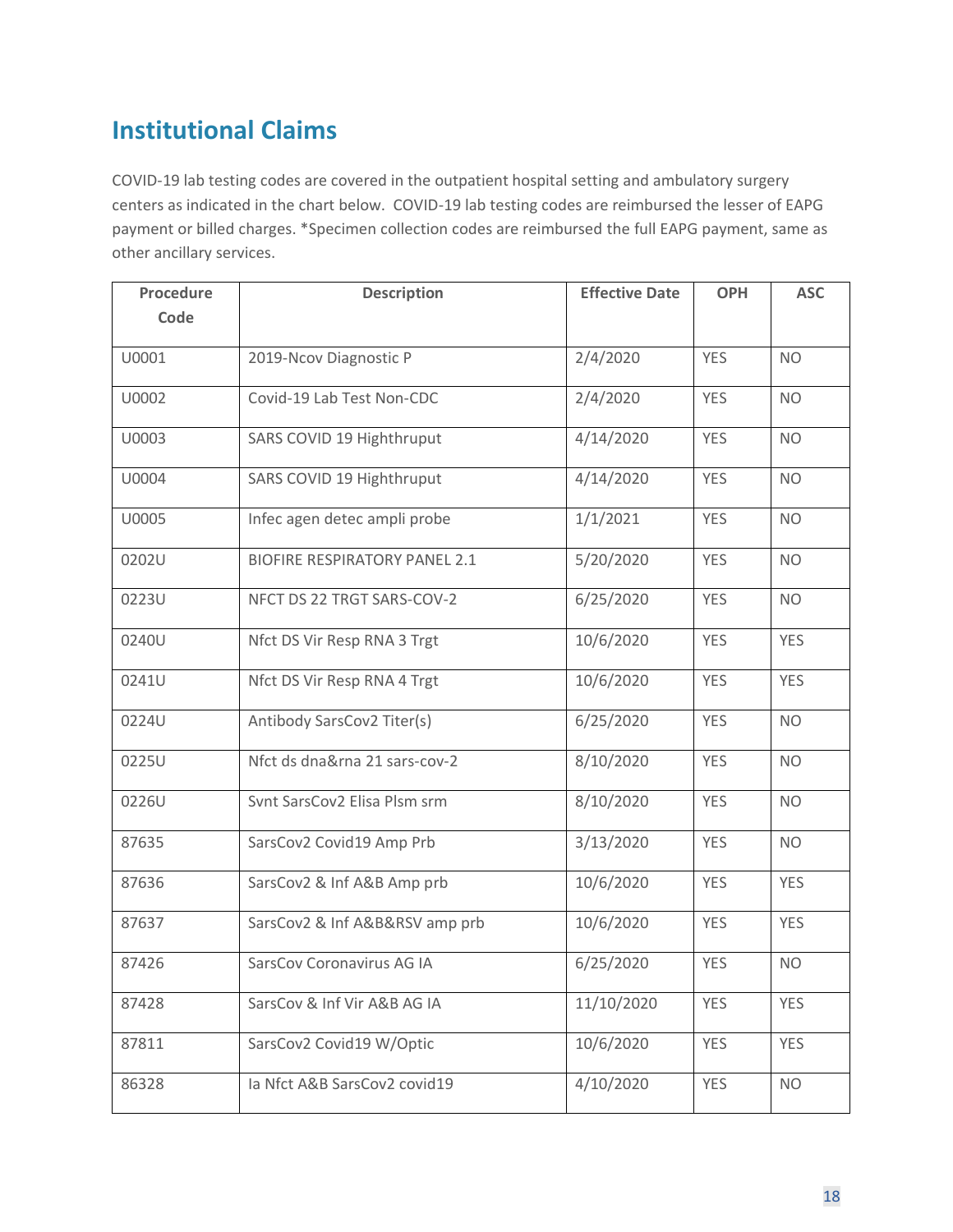## Institutional Claims

COVID-19 lab testing codes are covered in the outpatient hospital setting and ambulatory surgery centers as indicated in the chart below. COVID-19 lab testing codes are reimbursed the lesser of EAPG payment or billed charges. *Specimen collection codes are reimbursed the full EAPG payment, same as other ancillary services.

| Procedure Code | Description | Effective Date | OPH | ASC |
|---|---|---|---|---|
| U0001 | 2019-Ncov Diagnostic P | 2/4/2020 | YES | NO |
| U0002 | Covid-19 Lab Test Non-CDC | 2/4/2020 | YES | NO |
| U0003 | SARS COVID 19 Highthruput | 4/14/2020 | YES | NO |
| U0004 | SARS COVID 19 Highthruput | 4/14/2020 | YES | NO |
| U0005 | Infec agen detec ampli probe | 1/1/2021 | YES | NO |
| 0202U | BIOFIRE RESPIRATORY PANEL 2.1 | 5/20/2020 | YES | NO |
| 0223U | NFCT DS 22 TRGT SARS-COV-2 | 6/25/2020 | YES | NO |
| 0240U | Nfct DS Vir Resp RNA 3 Trgt | 10/6/2020 | YES | YES |
| 0241U | Nfct DS Vir Resp RNA 4 Trgt | 10/6/2020 | YES | YES |
| 0224U | Antibody SarsCov2 Titer(s) | 6/25/2020 | YES | NO |
| 0225U | Nfct ds dna&rna 21 sars-cov-2 | 8/10/2020 | YES | NO |
| 0226U | Svnt SarsCov2 Elisa Plsm srm | 8/10/2020 | YES | NO |
| 87635 | SarsCov2 Covid19 Amp Prb | 3/13/2020 | YES | NO |
| 87636 | SarsCov2 & Inf A&B Amp prb | 10/6/2020 | YES | YES |
| 87637 | SarsCov2 & Inf A&B&RSV amp prb | 10/6/2020 | YES | YES |
| 87426 | SarsCov Coronavirus AG IA | 6/25/2020 | YES | NO |
| 87428 | SarsCov & Inf Vir A&B AG IA | 11/10/2020 | YES | YES |
| 87811 | SarsCov2 Covid19 W/Optic | 10/6/2020 | YES | YES |
| 86328 | Ia Nfct A&B SarsCov2 covid19 | 4/10/2020 | YES | NO |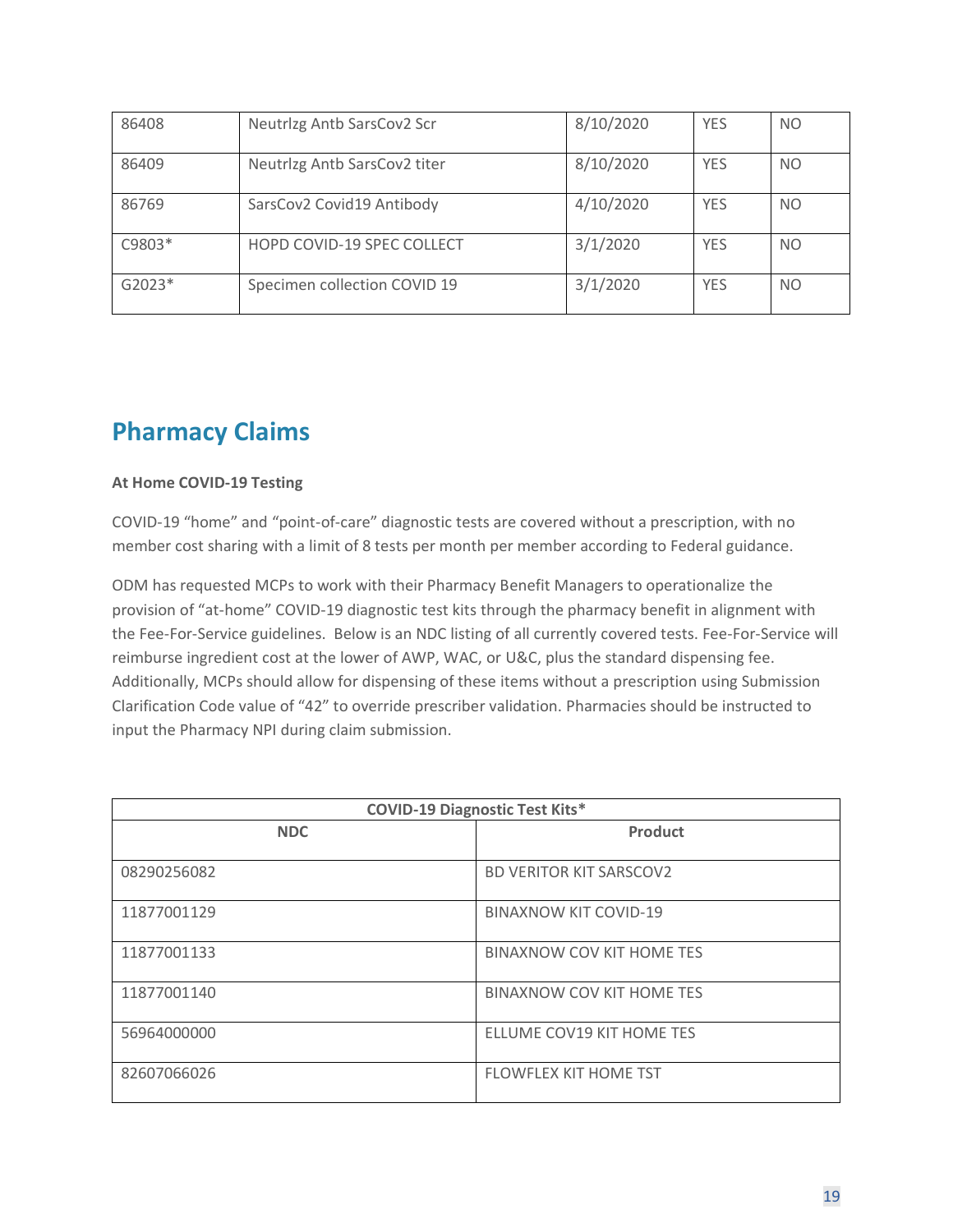| 86408 | Neutrlzg Antb SarsCov2 Scr | 8/10/2020 | YES | NO |
|---|---|---|---|---|
| 86409 | Neutrlzg Antb SarsCov2 titer | 8/10/2020 | YES | NO |
| 86769 | SarsCov2 Covid19 Antibody | 4/10/2020 | YES | NO |
| C9803* | HOPD COVID-19 SPEC COLLECT | 3/1/2020 | YES | NO |
| G2023* | Specimen collection COVID 19 | 3/1/2020 | YES | NO |

## Pharmacy Claims

**At Home COVID-19 Testing**

COVID-19 "home" and "point-of-care" diagnostic tests are covered without a prescription, with no member cost sharing with a limit of 8 tests per month per member according to Federal guidance.

ODM has requested MCPs to work with their Pharmacy Benefit Managers to operationalize the provision of "at-home" COVID-19 diagnostic test kits through the pharmacy benefit in alignment with the Fee-For-Service guidelines. Below is an NDC listing of all currently covered tests. Fee-For-Service will reimburse ingredient cost at the lower of AWP, WAC, or U&C, plus the standard dispensing fee. Additionally, MCPs should allow for dispensing of these items without a prescription using Submission Clarification Code value of "42" to override prescriber validation. Pharmacies should be instructed to input the Pharmacy NPI during claim submission.

| COVID-19 Diagnostic Test Kits* | |
|---|---|
| **NDC** | **Product** |
| 08290256082 | BD VERITOR KIT SARSCOV2 |
| 11877001129 | BINAXNOW KIT COVID-19 |
| 11877001133 | BINAXNOW COV KIT HOME TES |
| 11877001140 | BINAXNOW COV KIT HOME TES |
| 56964000000 | ELLUME COV19 KIT HOME TES |
| 82607066026 | FLOWFLEX KIT HOME TST |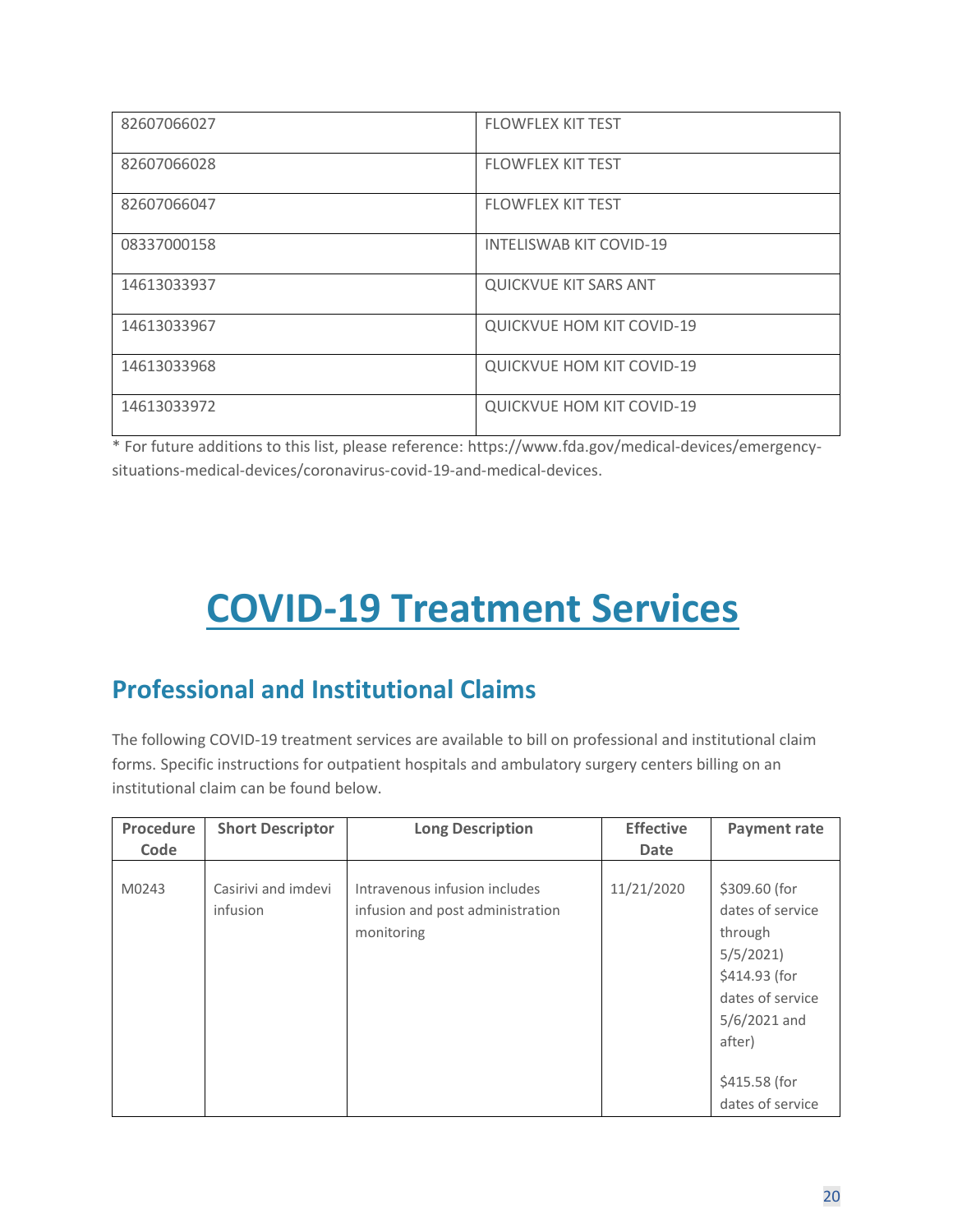| | |
|---|---|
| 82607066027 | FLOWFLEX KIT TEST |
| 82607066028 | FLOWFLEX KIT TEST |
| 82607066047 | FLOWFLEX KIT TEST |
| 08337000158 | INTELISWAB KIT COVID-19 |
| 14613033937 | QUICKVUE KIT SARS ANT |
| 14613033967 | QUICKVUE HOM KIT COVID-19 |
| 14613033968 | QUICKVUE HOM KIT COVID-19 |
| 14613033972 | QUICKVUE HOM KIT COVID-19 |

* For future additions to this list, please reference: https://www.fda.gov/medical-devices/emergency-situations-medical-devices/coronavirus-covid-19-and-medical-devices.

# COVID-19 Treatment Services

## Professional and Institutional Claims

The following COVID-19 treatment services are available to bill on professional and institutional claim forms. Specific instructions for outpatient hospitals and ambulatory surgery centers billing on an institutional claim can be found below.

| Procedure Code | Short Descriptor | Long Description | Effective Date | Payment rate |
|---|---|---|---|---|
| M0243 | Casirivi and imdevi infusion | Intravenous infusion includes infusion and post administration monitoring | 11/21/2020 | $309.60 (for dates of service through 5/5/2021) $414.93 (for dates of service 5/6/2021 and after)<br><br>$415.58 (for dates of service |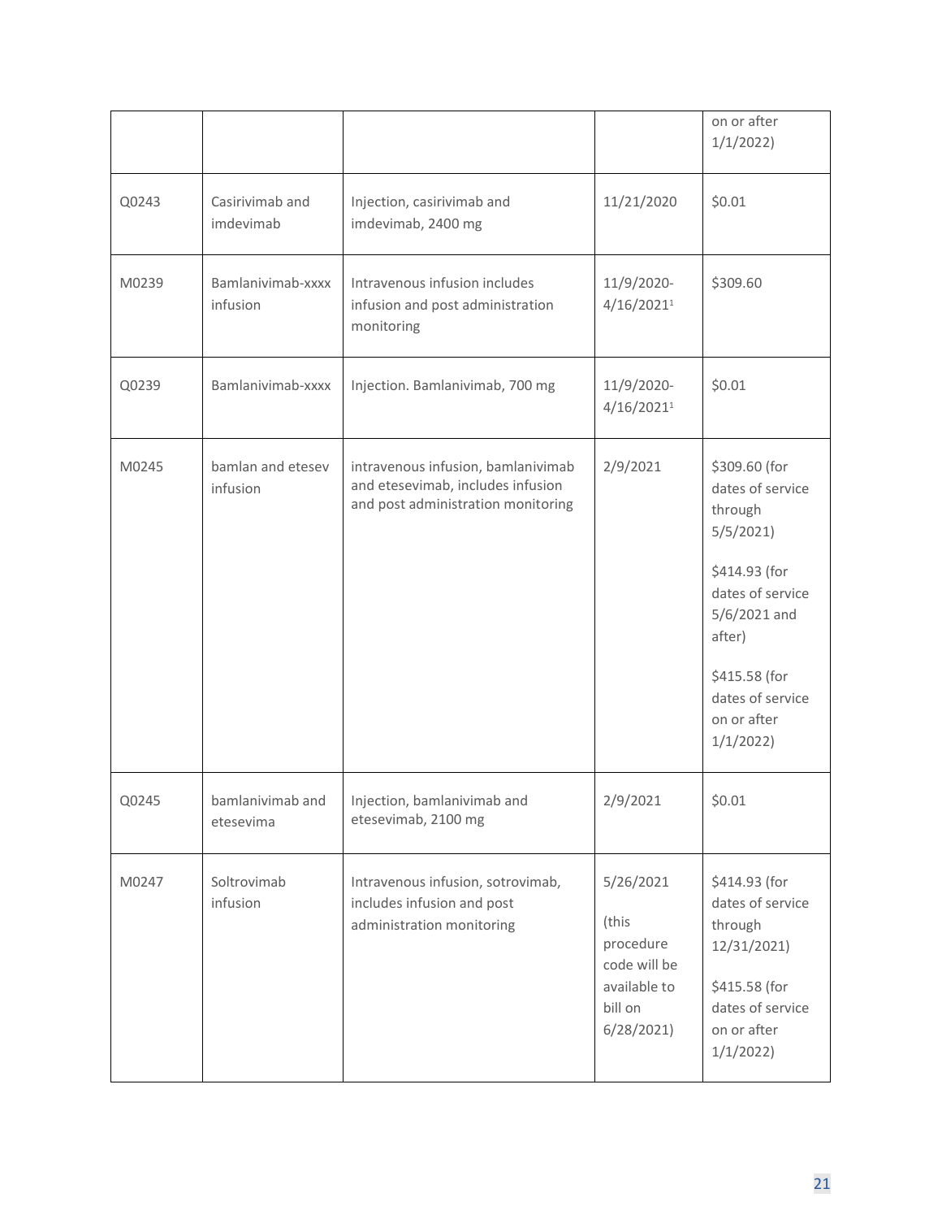| | | | | on or after 1/1/2022) |
|---|---|---|---|---|
| Q0243 | Casirivimab and imdevimab | Injection, casirivimab and imdevimab, 2400 mg | 11/21/2020 | $0.01 |
| M0239 | Bamlanivimab-xxxx infusion | Intravenous infusion includes infusion and post administration monitoring | 11/9/2020-4/16/2021[1] | $309.60 |
| Q0239 | Bamlanivimab-xxxx | Injection. Bamlanivimab, 700 mg | 11/9/2020-4/16/2021[1] | $0.01 |
| M0245 | bamlan and etesev infusion | intravenous infusion, bamlanivimab and etesevimab, includes infusion and post administration monitoring | 2/9/2021 | $309.60 (for dates of service through 5/5/2021)<br><br>$414.93 (for dates of service 5/6/2021 and after)<br><br>$415.58 (for dates of service on or after 1/1/2022) |
| Q0245 | bamlanivimab and etesevima | Injection, bamlanivimab and etesevimab, 2100 mg | 2/9/2021 | $0.01 |
| M0247 | Soltrovimab infusion | Intravenous infusion, sotrovimab, includes infusion and post administration monitoring | 5/26/2021<br><br>(this procedure code will be available to bill on 6/28/2021) | $414.93 (for dates of service through 12/31/2021)<br><br>$415.58 (for dates of service on or after 1/1/2022) |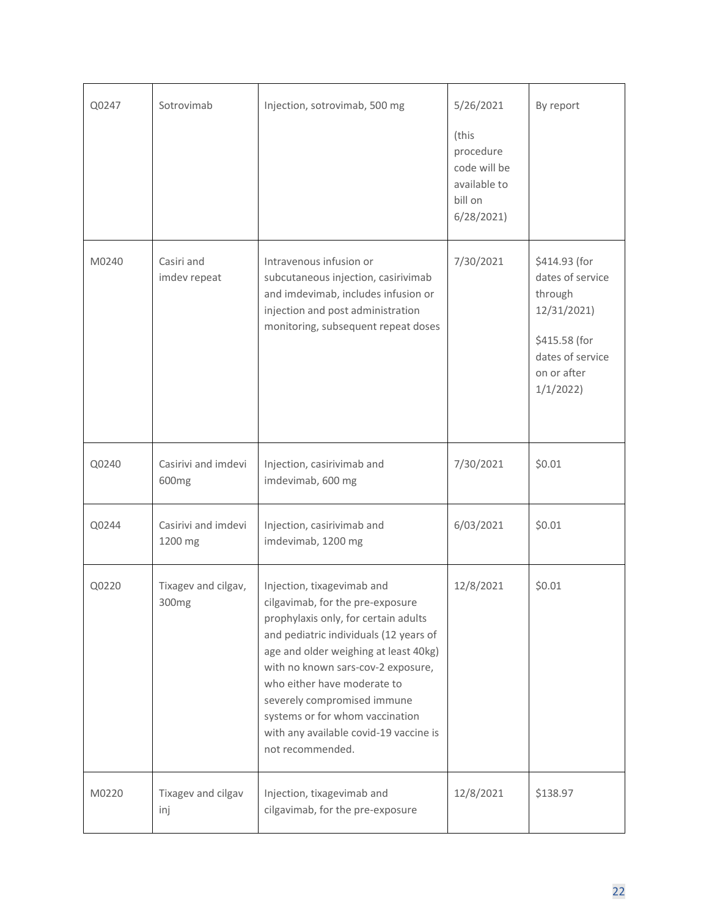| Q0247 | Sotrovimab | Injection, sotrovimab, 500 mg | 5/26/2021 (this procedure code will be available to bill on 6/28/2021) | By report |
|---|---|---|---|---|
| M0240 | Casiri and imdev repeat | Intravenous infusion or subcutaneous injection, casirivimab and imdevimab, includes infusion or injection and post administration monitoring, subsequent repeat doses | 7/30/2021 | $414.93 (for dates of service through 12/31/2021) $415.58 (for dates of service on or after 1/1/2022) |
| Q0240 | Casirivi and imdevi 600mg | Injection, casirivimab and imdevimab, 600 mg | 7/30/2021 | $0.01 |
| Q0244 | Casirivi and imdevi 1200 mg | Injection, casirivimab and imdevimab, 1200 mg | 6/03/2021 | $0.01 |
| Q0220 | Tixagev and cilgav, 300mg | Injection, tixagevimab and cilgavimab, for the pre-exposure prophylaxis only, for certain adults and pediatric individuals (12 years of age and older weighing at least 40kg) with no known sars-cov-2 exposure, who either have moderate to severely compromised immune systems or for whom vaccination with any available covid-19 vaccine is not recommended. | 12/8/2021 | $0.01 |
| M0220 | Tixagev and cilgav inj | Injection, tixagevimab and cilgavimab, for the pre-exposure | 12/8/2021 | $138.97 |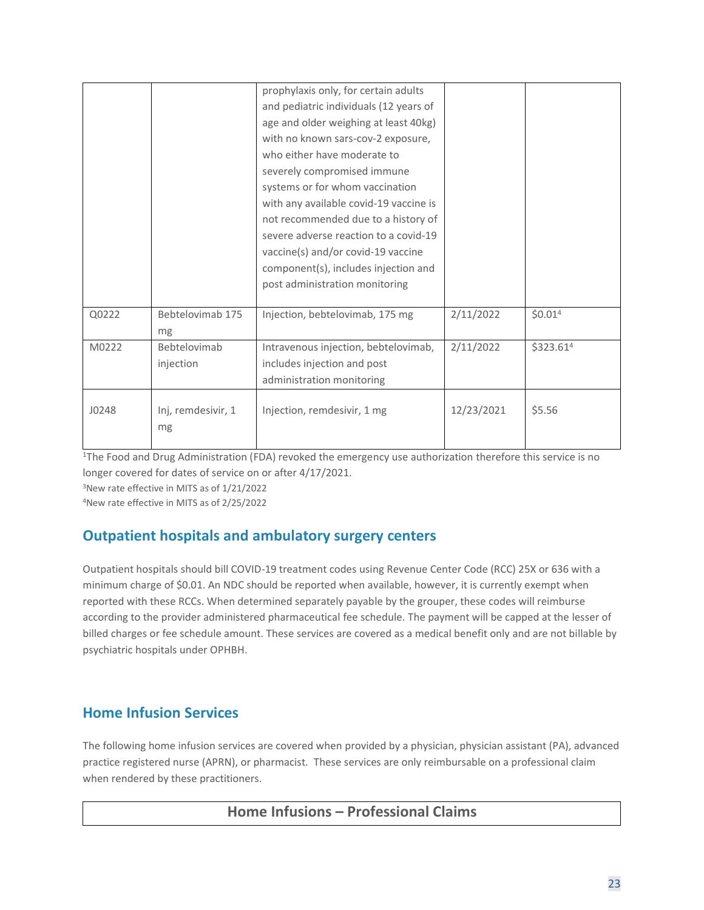| | | prophylaxis only, for certain adults and pediatric individuals (12 years of age and older weighing at least 40kg) with no known sars-cov-2 exposure, who either have moderate to severely compromised immune systems or for whom vaccination with any available covid-19 vaccine is not recommended due to a history of severe adverse reaction to a covid-19 vaccine(s) and/or covid-19 vaccine component(s), includes injection and post administration monitoring | | |
|---|---|---|---|---|
| Q0222 | Bebtelovimab 175 mg | Injection, bebtelovimab, 175 mg | 2/11/2022 | $0.01[4] |
| M0222 | Bebtelovimab injection | Intravenous injection, bebtelovimab, includes injection and post administration monitoring | 2/11/2022 | $323.61[4] |
| J0248 | Inj, remdesivir, 1 mg | Injection, remdesivir, 1 mg | 12/23/2021 | $5.56 |

[1]The Food and Drug Administration (FDA) revoked the emergency use authorization therefore this service is no longer covered for dates of service on or after 4/17/2021.
[3]New rate effective in MITS as of 1/21/2022
[4]New rate effective in MITS as of 2/25/2022

## Outpatient hospitals and ambulatory surgery centers

Outpatient hospitals should bill COVID-19 treatment codes using Revenue Center Code (RCC) 25X or 636 with a minimum charge of $0.01. An NDC should be reported when available, however, it is currently exempt when reported with these RCCs. When determined separately payable by the grouper, these codes will reimburse according to the provider administered pharmaceutical fee schedule. The payment will be capped at the lesser of billed charges or fee schedule amount. These services are covered as a medical benefit only and are not billable by psychiatric hospitals under OPHBH.

## Home Infusion Services

The following home infusion services are covered when provided by a physician, physician assistant (PA), advanced practice registered nurse (APRN), or pharmacist. These services are only reimbursable on a professional claim when rendered by these practitioners.

| Home Infusions – Professional Claims |
|---|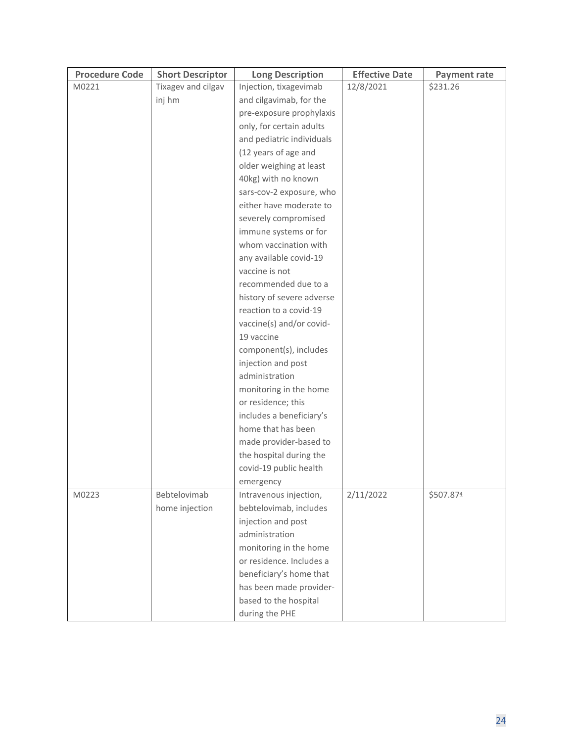| Procedure Code | Short Descriptor | Long Description | Effective Date | Payment rate |
|---|---|---|---|---|
| M0221 | Tixagev and cilgav inj hm | Injection, tixagevimab and cilgavimab, for the pre-exposure prophylaxis only, for certain adults and pediatric individuals (12 years of age and older weighing at least 40kg) with no known sars-cov-2 exposure, who either have moderate to severely compromised immune systems or for whom vaccination with any available covid-19 vaccine is not recommended due to a history of severe adverse reaction to a covid-19 vaccine(s) and/or covid-19 vaccine component(s), includes injection and post administration monitoring in the home or residence; this includes a beneficiary's home that has been made provider-based to the hospital during the covid-19 public health emergency | 12/8/2021 | $231.26 |
| M0223 | Bebtelovimab home injection | Intravenous injection, bebtelovimab, includes injection and post administration monitoring in the home or residence. Includes a beneficiary's home that has been made provider-based to the hospital during the PHE | 2/11/2022 | $507.87[4] |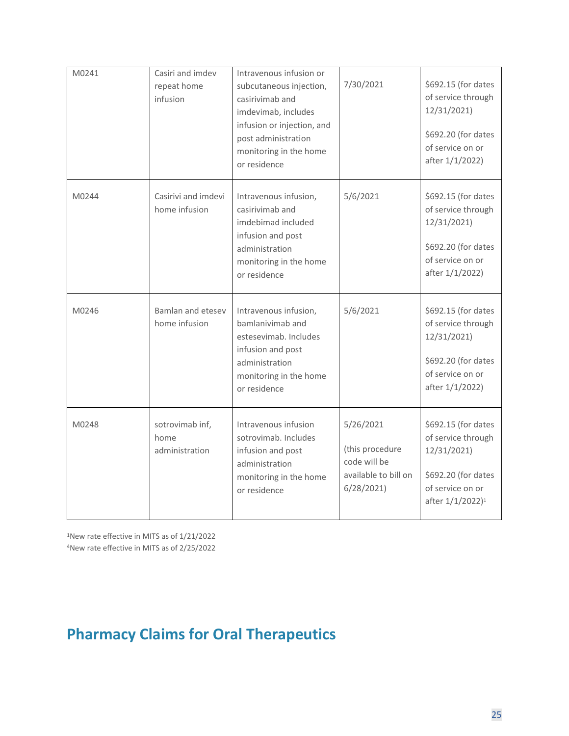| M0241 | Casiri and imdev repeat home infusion | Intravenous infusion or subcutaneous injection, casirivimab and imdevimab, includes infusion or injection, and post administration monitoring in the home or residence | 7/30/2021 | $692.15 (for dates of service through 12/31/2021)<br><br>$692.20 (for dates of service on or after 1/1/2022) |
|---|---|---|---|---|
| M0244 | Casirivi and imdevi home infusion | Intravenous infusion, casirivimab and imdebimad included infusion and post administration monitoring in the home or residence | 5/6/2021 | $692.15 (for dates of service through 12/31/2021)<br><br>$692.20 (for dates of service on or after 1/1/2022) |
| M0246 | Bamlan and etesev home infusion | Intravenous infusion, bamlanivimab and estesevimab. Includes infusion and post administration monitoring in the home or residence | 5/6/2021 | $692.15 (for dates of service through 12/31/2021)<br><br>$692.20 (for dates of service on or after 1/1/2022) |
| M0248 | sotrovimab inf, home administration | Intravenous infusion sotrovimab. Includes infusion and post administration monitoring in the home or residence | 5/26/2021<br><br>(this procedure code will be available to bill on 6/28/2021) | $692.15 (for dates of service through 12/31/2021)<br><br>$692.20 (for dates of service on or after 1/1/2022)[1] |

[1]New rate effective in MITS as of 1/21/2022
[4]New rate effective in MITS as of 2/25/2022

## Pharmacy Claims for Oral Therapeutics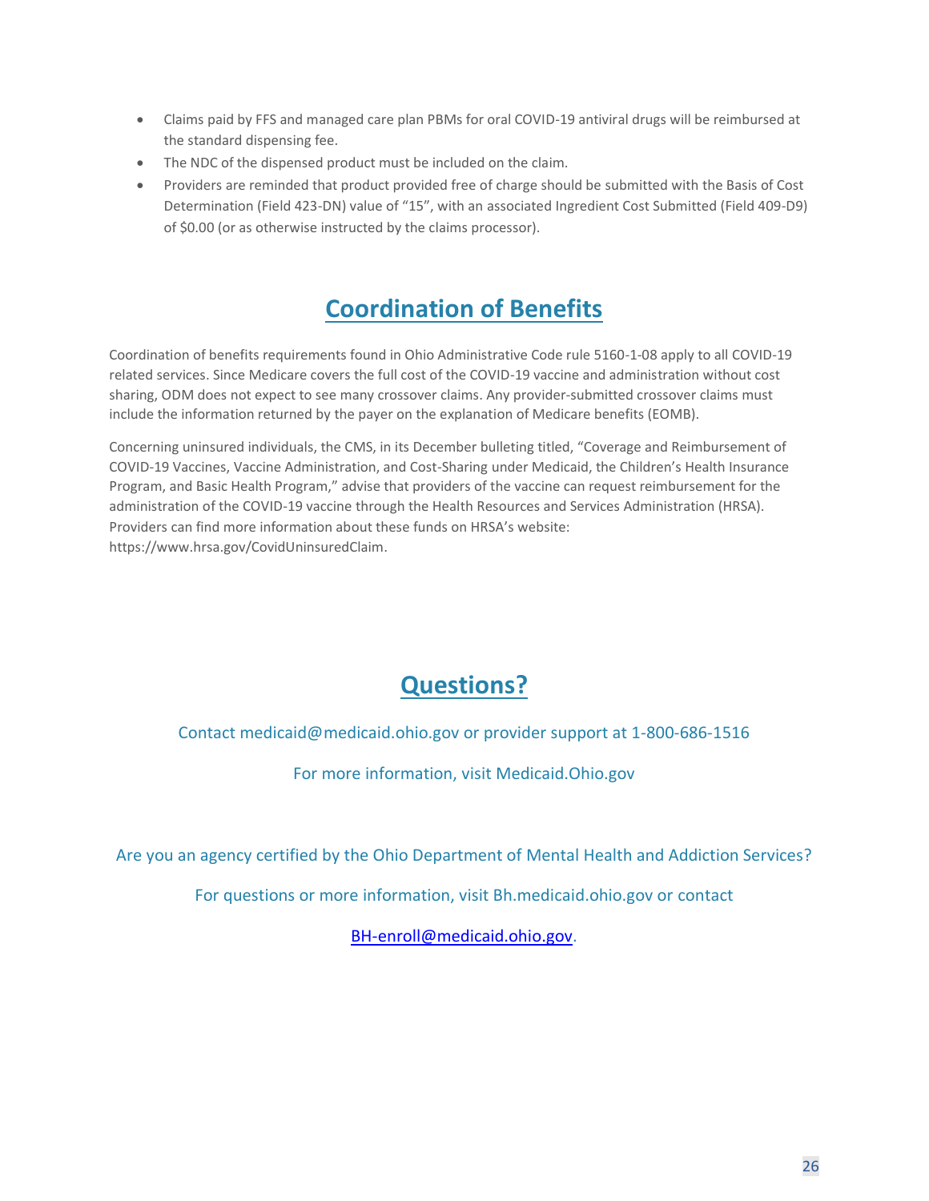- Claims paid by FFS and managed care plan PBMs for oral COVID-19 antiviral drugs will be reimbursed at the standard dispensing fee.
- The NDC of the dispensed product must be included on the claim.
- Providers are reminded that product provided free of charge should be submitted with the Basis of Cost Determination (Field 423-DN) value of "15", with an associated Ingredient Cost Submitted (Field 409-D9) of $0.00 (or as otherwise instructed by the claims processor).

# Coordination of Benefits

Coordination of benefits requirements found in Ohio Administrative Code rule 5160-1-08 apply to all COVID-19 related services. Since Medicare covers the full cost of the COVID-19 vaccine and administration without cost sharing, ODM does not expect to see many crossover claims. Any provider-submitted crossover claims must include the information returned by the payer on the explanation of Medicare benefits (EOMB).

Concerning uninsured individuals, the CMS, in its December bulleting titled, "Coverage and Reimbursement of COVID-19 Vaccines, Vaccine Administration, and Cost-Sharing under Medicaid, the Children's Health Insurance Program, and Basic Health Program," advise that providers of the vaccine can request reimbursement for the administration of the COVID-19 vaccine through the Health Resources and Services Administration (HRSA). Providers can find more information about these funds on HRSA's website: https://www.hrsa.gov/CovidUninsuredClaim.

# Questions?

Contact medicaid@medicaid.ohio.gov or provider support at 1-800-686-1516

For more information, visit Medicaid.Ohio.gov

Are you an agency certified by the Ohio Department of Mental Health and Addiction Services?

For questions or more information, visit Bh.medicaid.ohio.gov or contact

BH-enroll@medicaid.ohio.gov.